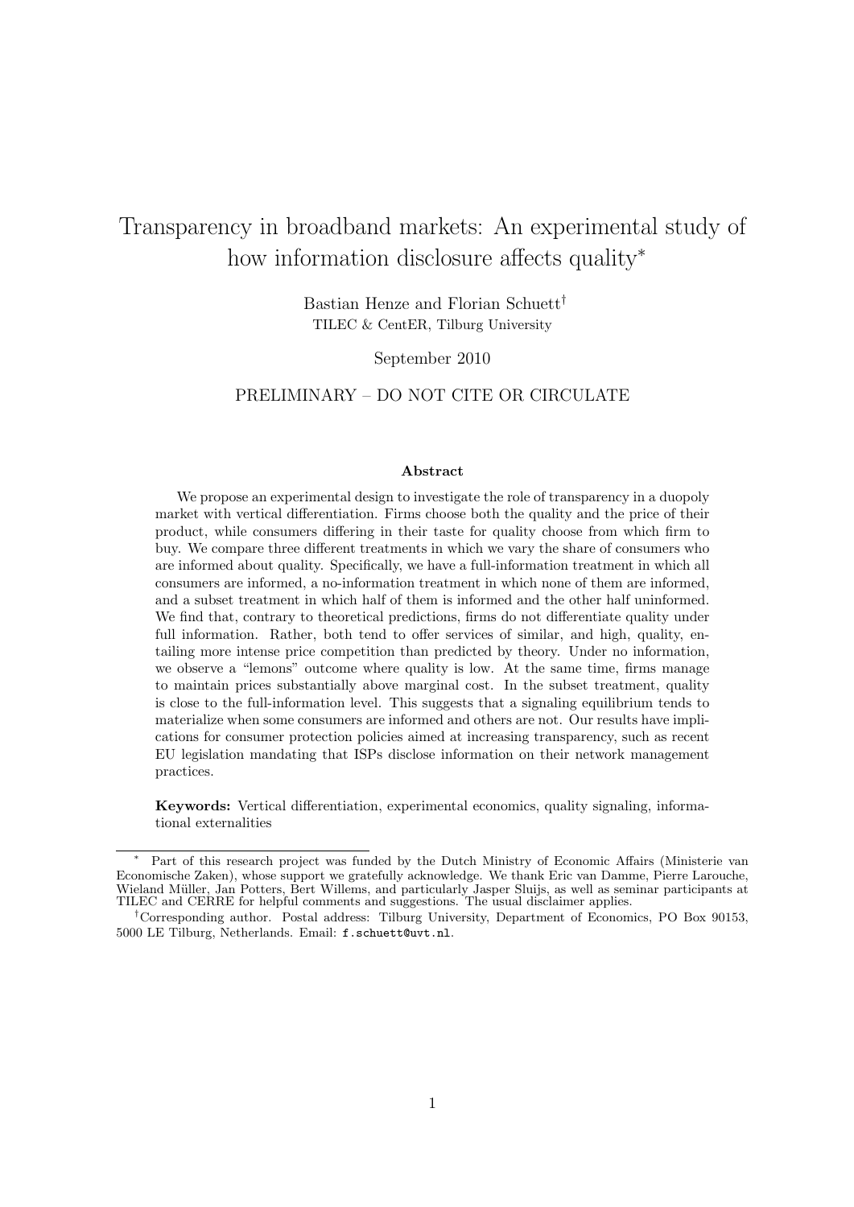# Transparency in broadband markets: An experimental study of how information disclosure affects quality*

Bastian Henze and Florian Schuett[†]

TILEC & CentER, Tilburg University

September 2010

PRELIMINARY – DO NOT CITE OR CIRCULATE

### Abstract

We propose an experimental design to investigate the role of transparency in a duopoly market with vertical differentiation. Firms choose both the quality and the price of their product, while consumers differing in their taste for quality choose from which firm to buy. We compare three different treatments in which we vary the share of consumers who are informed about quality. Specifically, we have a full-information treatment in which all consumers are informed, a no-information treatment in which none of them are informed, and a subset treatment in which half of them is informed and the other half uninformed. We find that, contrary to theoretical predictions, firms do not differentiate quality under full information. Rather, both tend to offer services of similar, and high, quality, entailing more intense price competition than predicted by theory. Under no information, we observe a "lemons" outcome where quality is low. At the same time, firms manage to maintain prices substantially above marginal cost. In the subset treatment, quality is close to the full-information level. This suggests that a signaling equilibrium tends to materialize when some consumers are informed and others are not. Our results have implications for consumer protection policies aimed at increasing transparency, such as recent EU legislation mandating that ISPs disclose information on their network management practices.

**Keywords:** Vertical differentiation, experimental economics, quality signaling, informational externalities

---

* Part of this research project was funded by the Dutch Ministry of Economic Affairs (Ministerie van Economische Zaken), whose support we gratefully acknowledge. We thank Eric van Damme, Pierre Larouche, Wieland Müller, Jan Potters, Bert Willems, and particularly Jasper Sluijs, as well as seminar participants at TILEC and CERRE for helpful comments and suggestions. The usual disclaimer applies.

[†] Corresponding author. Postal address: Tilburg University, Department of Economics, PO Box 90153, 5000 LE Tilburg, Netherlands. Email: f.schuett@uvt.nl.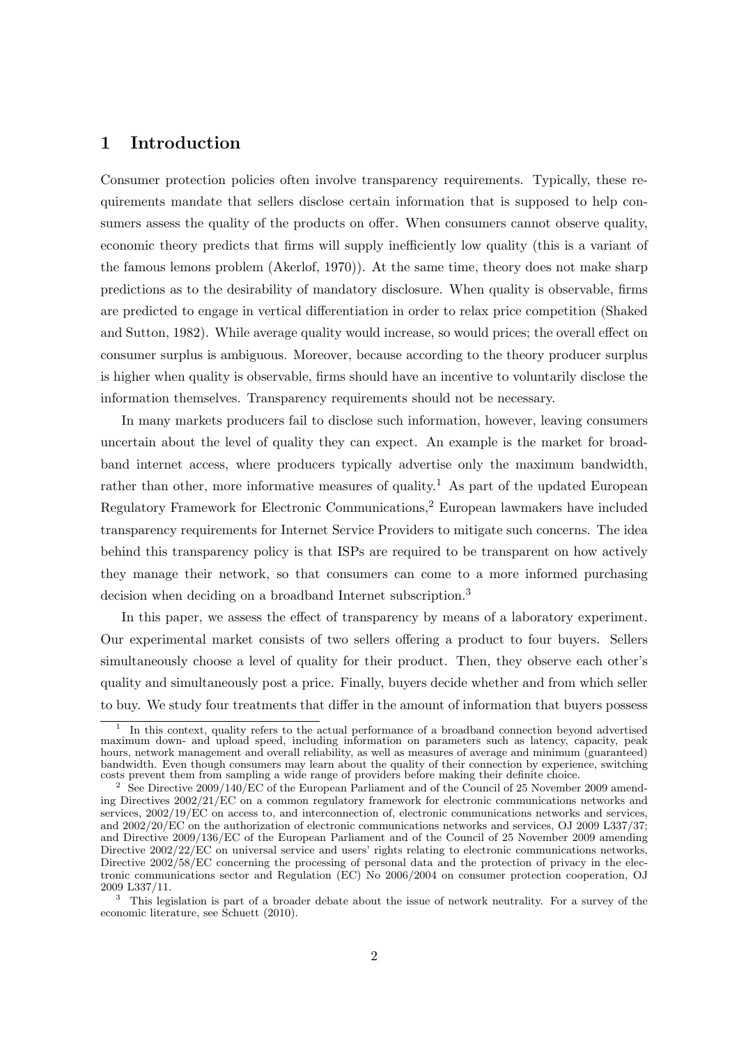## 1 Introduction

Consumer protection policies often involve transparency requirements. Typically, these requirements mandate that sellers disclose certain information that is supposed to help consumers assess the quality of the products on offer. When consumers cannot observe quality, economic theory predicts that firms will supply inefficiently low quality (this is a variant of the famous lemons problem (Akerlof, 1970)). At the same time, theory does not make sharp predictions as to the desirability of mandatory disclosure. When quality is observable, firms are predicted to engage in vertical differentiation in order to relax price competition (Shaked and Sutton, 1982). While average quality would increase, so would prices; the overall effect on consumer surplus is ambiguous. Moreover, because according to the theory producer surplus is higher when quality is observable, firms should have an incentive to voluntarily disclose the information themselves. Transparency requirements should not be necessary.

In many markets producers fail to disclose such information, however, leaving consumers uncertain about the level of quality they can expect. An example is the market for broadband internet access, where producers typically advertise only the maximum bandwidth, rather than other, more informative measures of quality.[1] As part of the updated European Regulatory Framework for Electronic Communications,[2] European lawmakers have included transparency requirements for Internet Service Providers to mitigate such concerns. The idea behind this transparency policy is that ISPs are required to be transparent on how actively they manage their network, so that consumers can come to a more informed purchasing decision when deciding on a broadband Internet subscription.[3]

In this paper, we assess the effect of transparency by means of a laboratory experiment. Our experimental market consists of two sellers offering a product to four buyers. Sellers simultaneously choose a level of quality for their product. Then, they observe each other's quality and simultaneously post a price. Finally, buyers decide whether and from which seller to buy. We study four treatments that differ in the amount of information that buyers possess

[1] In this context, quality refers to the actual performance of a broadband connection beyond advertised maximum down- and upload speed, including information on parameters such as latency, capacity, peak hours, network management and overall reliability, as well as measures of average and minimum (guaranteed) bandwidth. Even though consumers may learn about the quality of their connection by experience, switching costs prevent them from sampling a wide range of providers before making their definite choice.

[2] See Directive 2009/140/EC of the European Parliament and of the Council of 25 November 2009 amending Directives 2002/21/EC on a common regulatory framework for electronic communications networks and services, 2002/19/EC on access to, and interconnection of, electronic communications networks and services, and 2002/20/EC on the authorization of electronic communications networks and services, OJ 2009 L337/37; and Directive 2009/136/EC of the European Parliament and of the Council of 25 November 2009 amending Directive 2002/22/EC on universal service and users' rights relating to electronic communications networks, Directive 2002/58/EC concerning the processing of personal data and the protection of privacy in the electronic communications sector and Regulation (EC) No 2006/2004 on consumer protection cooperation, OJ 2009 L337/11.

[3] This legislation is part of a broader debate about the issue of network neutrality. For a survey of the economic literature, see Schuett (2010).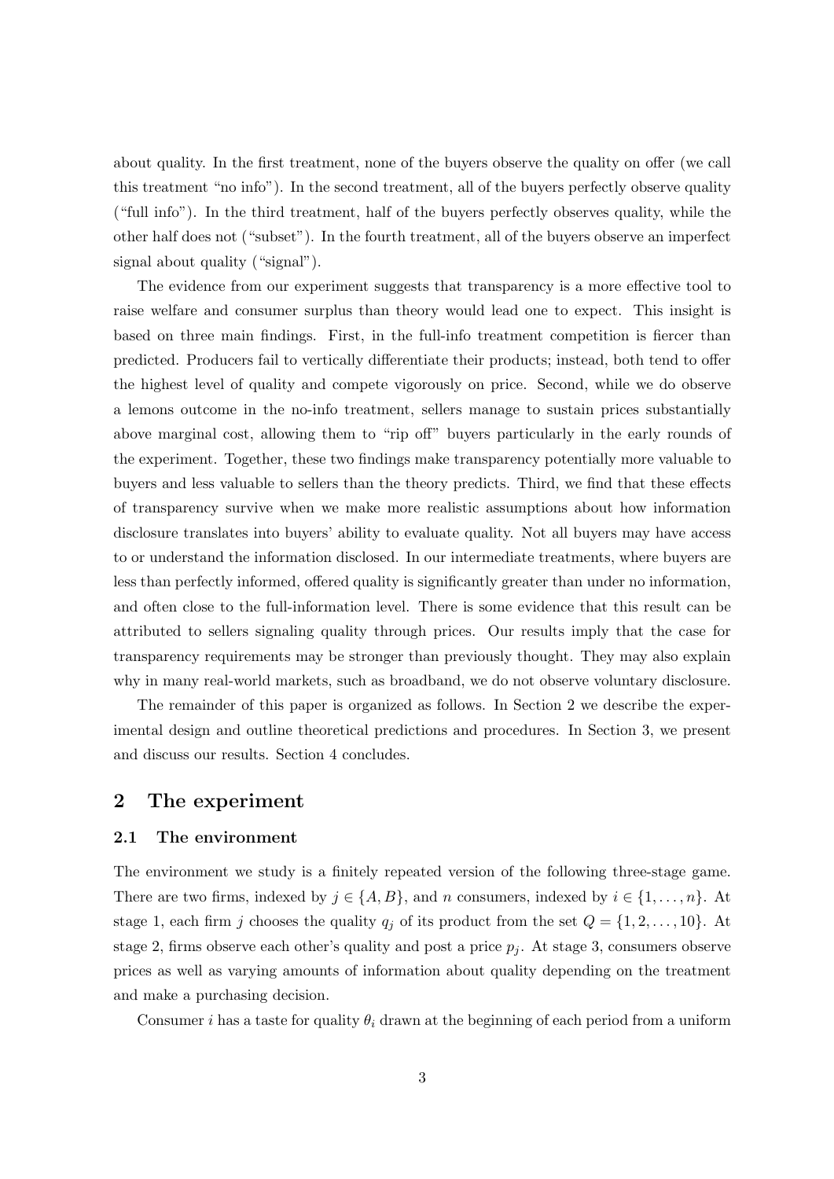about quality. In the first treatment, none of the buyers observe the quality on offer (we call this treatment "no info"). In the second treatment, all of the buyers perfectly observe quality ("full info"). In the third treatment, half of the buyers perfectly observes quality, while the other half does not ("subset"). In the fourth treatment, all of the buyers observe an imperfect signal about quality ("signal").

The evidence from our experiment suggests that transparency is a more effective tool to raise welfare and consumer surplus than theory would lead one to expect. This insight is based on three main findings. First, in the full-info treatment competition is fiercer than predicted. Producers fail to vertically differentiate their products; instead, both tend to offer the highest level of quality and compete vigorously on price. Second, while we do observe a lemons outcome in the no-info treatment, sellers manage to sustain prices substantially above marginal cost, allowing them to "rip off" buyers particularly in the early rounds of the experiment. Together, these two findings make transparency potentially more valuable to buyers and less valuable to sellers than the theory predicts. Third, we find that these effects of transparency survive when we make more realistic assumptions about how information disclosure translates into buyers' ability to evaluate quality. Not all buyers may have access to or understand the information disclosed. In our intermediate treatments, where buyers are less than perfectly informed, offered quality is significantly greater than under no information, and often close to the full-information level. There is some evidence that this result can be attributed to sellers signaling quality through prices. Our results imply that the case for transparency requirements may be stronger than previously thought. They may also explain why in many real-world markets, such as broadband, we do not observe voluntary disclosure.

The remainder of this paper is organized as follows. In Section 2 we describe the experimental design and outline theoretical predictions and procedures. In Section 3, we present and discuss our results. Section 4 concludes.

## 2 The experiment

### 2.1 The environment

The environment we study is a finitely repeated version of the following three-stage game. There are two firms, indexed by $j \in \{A, B\}$, and $n$ consumers, indexed by $i \in \{1, \ldots, n\}$. At stage 1, each firm $j$ chooses the quality $q_j$ of its product from the set $Q = \{1, 2, \ldots, 10\}$. At stage 2, firms observe each other's quality and post a price $p_j$. At stage 3, consumers observe prices as well as varying amounts of information about quality depending on the treatment and make a purchasing decision.

Consumer $i$ has a taste for quality $\theta_i$ drawn at the beginning of each period from a uniform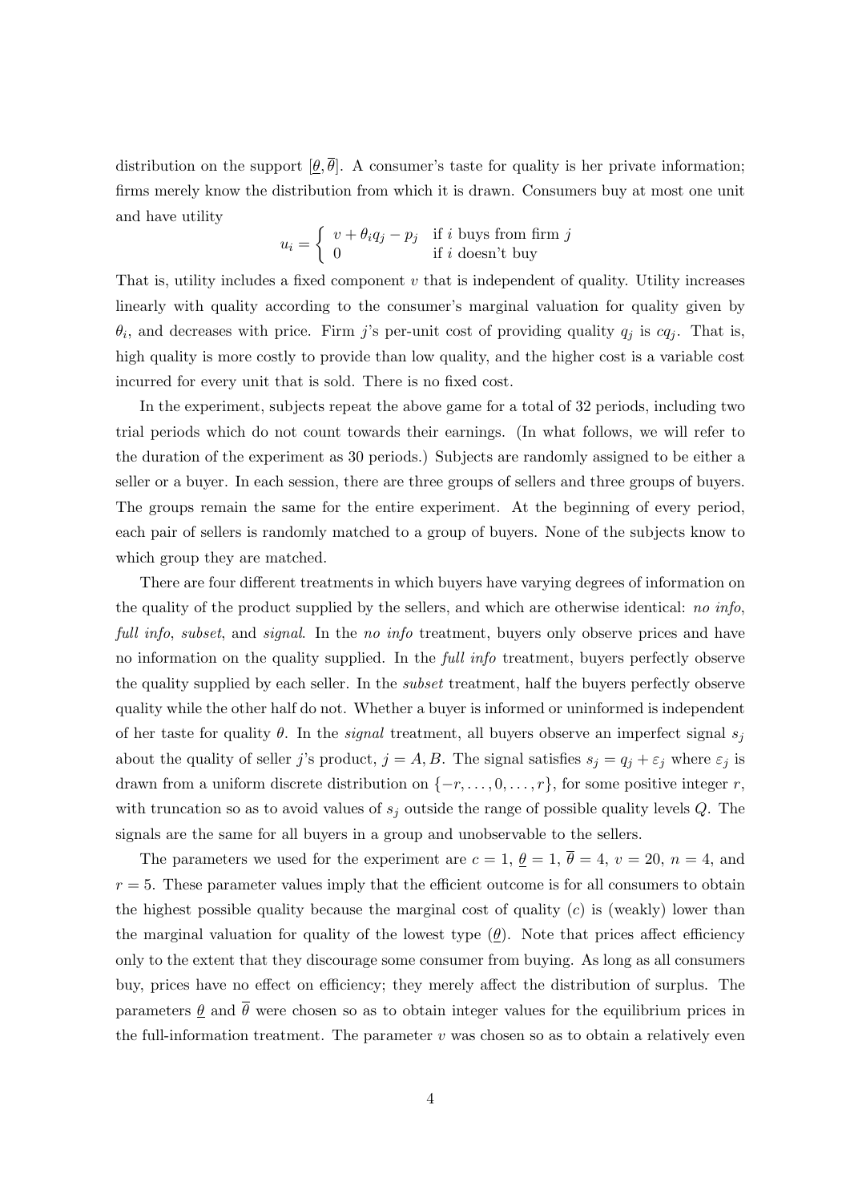distribution on the support $[\underline{\theta}, \overline{\theta}]$. A consumer's taste for quality is her private information; firms merely know the distribution from which it is drawn. Consumers buy at most one unit and have utility

$$u_i = \begin{cases} v + \theta_i q_j - p_j & \text{if } i \text{ buys from firm } j \\ 0 & \text{if } i \text{ doesn't buy} \end{cases}$$

That is, utility includes a fixed component $v$ that is independent of quality. Utility increases linearly with quality according to the consumer's marginal valuation for quality given by $\theta_i$, and decreases with price. Firm $j$'s per-unit cost of providing quality $q_j$ is $cq_j$. That is, high quality is more costly to provide than low quality, and the higher cost is a variable cost incurred for every unit that is sold. There is no fixed cost.

In the experiment, subjects repeat the above game for a total of 32 periods, including two trial periods which do not count towards their earnings. (In what follows, we will refer to the duration of the experiment as 30 periods.) Subjects are randomly assigned to be either a seller or a buyer. In each session, there are three groups of sellers and three groups of buyers. The groups remain the same for the entire experiment. At the beginning of every period, each pair of sellers is randomly matched to a group of buyers. None of the subjects know to which group they are matched.

There are four different treatments in which buyers have varying degrees of information on the quality of the product supplied by the sellers, and which are otherwise identical: *no info*, *full info*, *subset*, and *signal*. In the *no info* treatment, buyers only observe prices and have no information on the quality supplied. In the *full info* treatment, buyers perfectly observe the quality supplied by each seller. In the *subset* treatment, half the buyers perfectly observe quality while the other half do not. Whether a buyer is informed or uninformed is independent of her taste for quality $\theta$. In the *signal* treatment, all buyers observe an imperfect signal $s_j$ about the quality of seller $j$'s product, $j = A, B$. The signal satisfies $s_j = q_j + \varepsilon_j$ where $\varepsilon_j$ is drawn from a uniform discrete distribution on $\{-r, \ldots, 0, \ldots, r\}$, for some positive integer $r$, with truncation so as to avoid values of $s_j$ outside the range of possible quality levels $Q$. The signals are the same for all buyers in a group and unobservable to the sellers.

The parameters we used for the experiment are $c = 1$, $\underline{\theta} = 1$, $\overline{\theta} = 4$, $v = 20$, $n = 4$, and $r = 5$. These parameter values imply that the efficient outcome is for all consumers to obtain the highest possible quality because the marginal cost of quality ($c$) is (weakly) lower than the marginal valuation for quality of the lowest type ($\underline{\theta}$). Note that prices affect efficiency only to the extent that they discourage some consumer from buying. As long as all consumers buy, prices have no effect on efficiency; they merely affect the distribution of surplus. The parameters $\underline{\theta}$ and $\overline{\theta}$ were chosen so as to obtain integer values for the equilibrium prices in the full-information treatment. The parameter $v$ was chosen so as to obtain a relatively even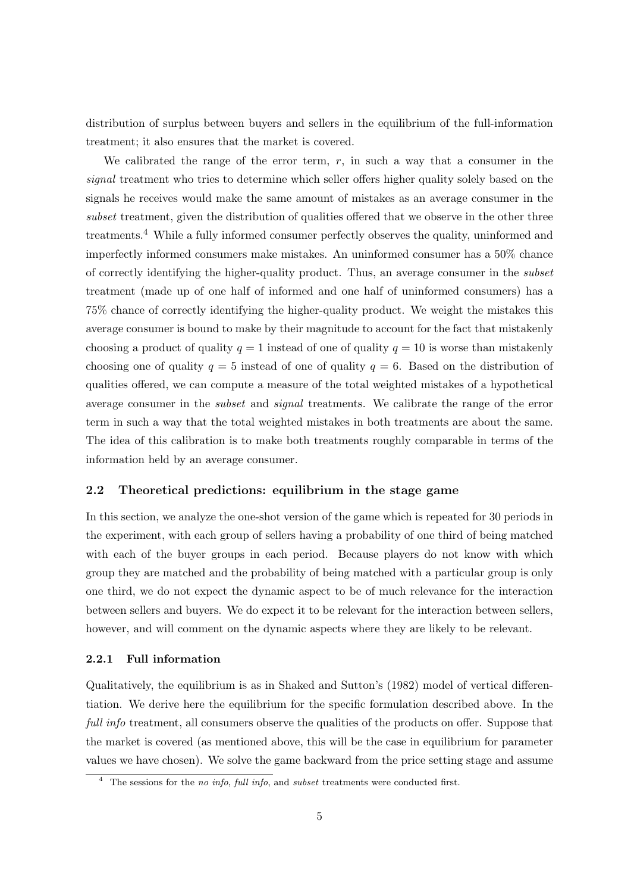distribution of surplus between buyers and sellers in the equilibrium of the full-information treatment; it also ensures that the market is covered.

We calibrated the range of the error term, $r$, in such a way that a consumer in the *signal* treatment who tries to determine which seller offers higher quality solely based on the signals he receives would make the same amount of mistakes as an average consumer in the *subset* treatment, given the distribution of qualities offered that we observe in the other three treatments.[4] While a fully informed consumer perfectly observes the quality, uninformed and imperfectly informed consumers make mistakes. An uninformed consumer has a 50% chance of correctly identifying the higher-quality product. Thus, an average consumer in the *subset* treatment (made up of one half of informed and one half of uninformed consumers) has a 75% chance of correctly identifying the higher-quality product. We weight the mistakes this average consumer is bound to make by their magnitude to account for the fact that mistakenly choosing a product of quality $q = 1$ instead of one of quality $q = 10$ is worse than mistakenly choosing one of quality $q = 5$ instead of one of quality $q = 6$. Based on the distribution of qualities offered, we can compute a measure of the total weighted mistakes of a hypothetical average consumer in the *subset* and *signal* treatments. We calibrate the range of the error term in such a way that the total weighted mistakes in both treatments are about the same. The idea of this calibration is to make both treatments roughly comparable in terms of the information held by an average consumer.

## 2.2 Theoretical predictions: equilibrium in the stage game

In this section, we analyze the one-shot version of the game which is repeated for 30 periods in the experiment, with each group of sellers having a probability of one third of being matched with each of the buyer groups in each period. Because players do not know with which group they are matched and the probability of being matched with a particular group is only one third, we do not expect the dynamic aspect to be of much relevance for the interaction between sellers and buyers. We do expect it to be relevant for the interaction between sellers, however, and will comment on the dynamic aspects where they are likely to be relevant.

### 2.2.1 Full information

Qualitatively, the equilibrium is as in Shaked and Sutton's (1982) model of vertical differentiation. We derive here the equilibrium for the specific formulation described above. In the *full info* treatment, all consumers observe the qualities of the products on offer. Suppose that the market is covered (as mentioned above, this will be the case in equilibrium for parameter values we have chosen). We solve the game backward from the price setting stage and assume

[4] The sessions for the *no info*, *full info*, and *subset* treatments were conducted first.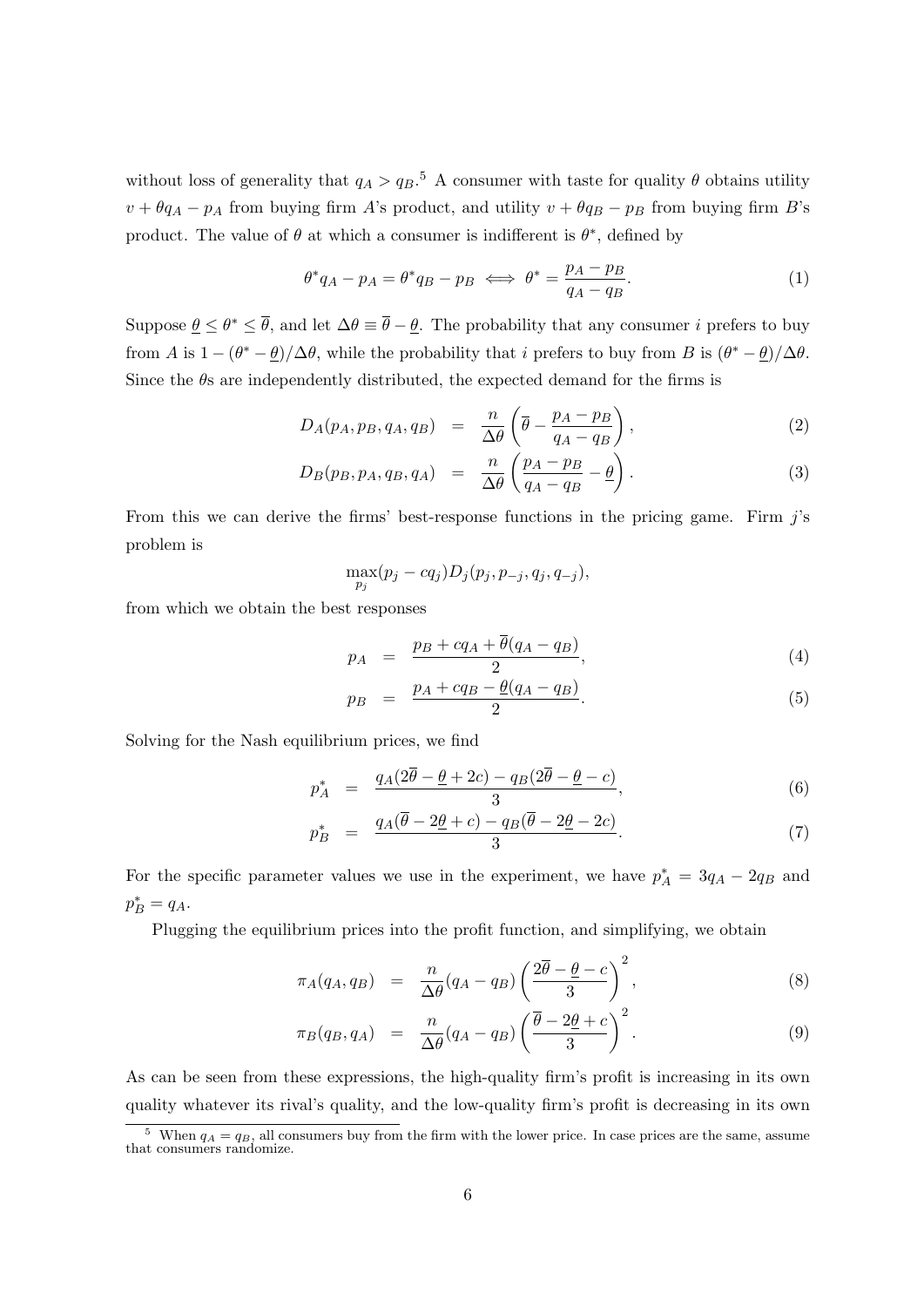without loss of generality that $q_A > q_B$.[5] A consumer with taste for quality $\theta$ obtains utility $v + \theta q_A - p_A$ from buying firm $A$'s product, and utility $v + \theta q_B - p_B$ from buying firm $B$'s product. The value of $\theta$ at which a consumer is indifferent is $\theta^*$, defined by

$$\theta^* q_A - p_A = \theta^* q_B - p_B \iff \theta^* = \frac{p_A - p_B}{q_A - q_B}. \tag{1}$$

Suppose $\underline{\theta} \leq \theta^* \leq \overline{\theta}$, and let $\Delta\theta \equiv \overline{\theta} - \underline{\theta}$. The probability that any consumer $i$ prefers to buy from $A$ is $1 - (\theta^* - \underline{\theta})/\Delta\theta$, while the probability that $i$ prefers to buy from $B$ is $(\theta^* - \underline{\theta})/\Delta\theta$. Since the $\theta$s are independently distributed, the expected demand for the firms is

$$D_A(p_A, p_B, q_A, q_B) = \frac{n}{\Delta\theta}\left(\overline{\theta} - \frac{p_A - p_B}{q_A - q_B}\right), \tag{2}$$

$$D_B(p_B, p_A, q_B, q_A) = \frac{n}{\Delta\theta}\left(\frac{p_A - p_B}{q_A - q_B} - \underline{\theta}\right). \tag{3}$$

From this we can derive the firms' best-response functions in the pricing game. Firm $j$'s problem is

$$\max_{p_j} (p_j - cq_j) D_j(p_j, p_{-j}, q_j, q_{-j}),$$

from which we obtain the best responses

$$p_A = \frac{p_B + cq_A + \overline{\theta}(q_A - q_B)}{2}, \tag{4}$$

$$p_B = \frac{p_A + cq_B - \underline{\theta}(q_A - q_B)}{2}. \tag{5}$$

Solving for the Nash equilibrium prices, we find

$$p_A^* = \frac{q_A(2\overline{\theta} - \underline{\theta} + 2c) - q_B(2\overline{\theta} - \underline{\theta} - c)}{3}, \tag{6}$$

$$p_B^* = \frac{q_A(\overline{\theta} - 2\underline{\theta} + c) - q_B(\overline{\theta} - 2\underline{\theta} - 2c)}{3}. \tag{7}$$

For the specific parameter values we use in the experiment, we have $p_A^* = 3q_A - 2q_B$ and $p_B^* = q_A$.

Plugging the equilibrium prices into the profit function, and simplifying, we obtain

$$\pi_A(q_A, q_B) = \frac{n}{\Delta\theta}(q_A - q_B)\left(\frac{2\overline{\theta} - \underline{\theta} - c}{3}\right)^2, \tag{8}$$

$$\pi_B(q_B, q_A) = \frac{n}{\Delta\theta}(q_A - q_B)\left(\frac{\overline{\theta} - 2\underline{\theta} + c}{3}\right)^2. \tag{9}$$

As can be seen from these expressions, the high-quality firm's profit is increasing in its own quality whatever its rival's quality, and the low-quality firm's profit is decreasing in its own

[5] When $q_A = q_B$, all consumers buy from the firm with the lower price. In case prices are the same, assume that consumers randomize.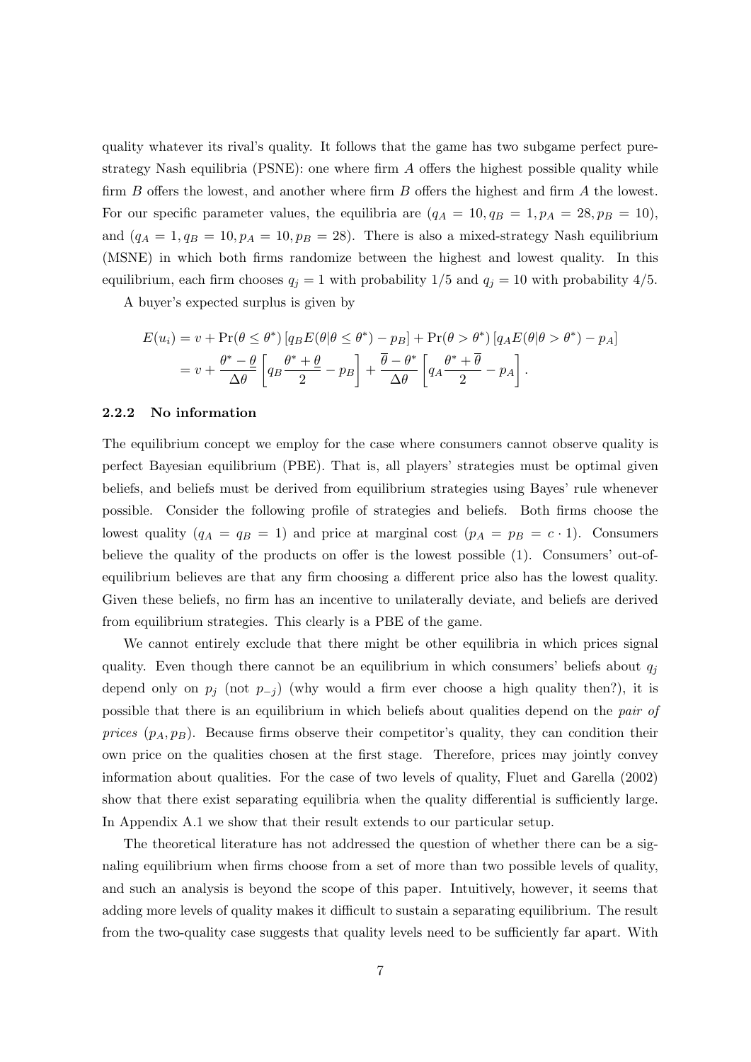quality whatever its rival's quality. It follows that the game has two subgame perfect pure-strategy Nash equilibria (PSNE): one where firm $A$ offers the highest possible quality while firm $B$ offers the lowest, and another where firm $B$ offers the highest and firm $A$ the lowest. For our specific parameter values, the equilibria are ($q_A = 10, q_B = 1, p_A = 28, p_B = 10$), and ($q_A = 1, q_B = 10, p_A = 10, p_B = 28$). There is also a mixed-strategy Nash equilibrium (MSNE) in which both firms randomize between the highest and lowest quality. In this equilibrium, each firm chooses $q_j = 1$ with probability $1/5$ and $q_j = 10$ with probability $4/5$.

A buyer's expected surplus is given by

$$
\begin{aligned}
E(u_i) &= v + \Pr(\theta \leq \theta^*) \left[ q_B E(\theta | \theta \leq \theta^*) - p_B \right] + \Pr(\theta > \theta^*) \left[ q_A E(\theta | \theta > \theta^*) - p_A \right] \\
&= v + \frac{\theta^* - \underline{\theta}}{\Delta\theta} \left[ q_B \frac{\theta^* + \underline{\theta}}{2} - p_B \right] + \frac{\overline{\theta} - \theta^*}{\Delta\theta} \left[ q_A \frac{\theta^* + \overline{\theta}}{2} - p_A \right].
\end{aligned}
$$

### 2.2.2 No information

The equilibrium concept we employ for the case where consumers cannot observe quality is perfect Bayesian equilibrium (PBE). That is, all players' strategies must be optimal given beliefs, and beliefs must be derived from equilibrium strategies using Bayes' rule whenever possible. Consider the following profile of strategies and beliefs. Both firms choose the lowest quality ($q_A = q_B = 1$) and price at marginal cost ($p_A = p_B = c \cdot 1$). Consumers believe the quality of the products on offer is the lowest possible (1). Consumers' out-of-equilibrium believes are that any firm choosing a different price also has the lowest quality. Given these beliefs, no firm has an incentive to unilaterally deviate, and beliefs are derived from equilibrium strategies. This clearly is a PBE of the game.

We cannot entirely exclude that there might be other equilibria in which prices signal quality. Even though there cannot be an equilibrium in which consumers' beliefs about $q_j$ depend only on $p_j$ (not $p_{-j}$) (why would a firm ever choose a high quality then?), it is possible that there is an equilibrium in which beliefs about qualities depend on the *pair of prices* $(p_A, p_B)$. Because firms observe their competitor's quality, they can condition their own price on the qualities chosen at the first stage. Therefore, prices may jointly convey information about qualities. For the case of two levels of quality, Fluet and Garella (2002) show that there exist separating equilibria when the quality differential is sufficiently large. In Appendix A.1 we show that their result extends to our particular setup.

The theoretical literature has not addressed the question of whether there can be a signaling equilibrium when firms choose from a set of more than two possible levels of quality, and such an analysis is beyond the scope of this paper. Intuitively, however, it seems that adding more levels of quality makes it difficult to sustain a separating equilibrium. The result from the two-quality case suggests that quality levels need to be sufficiently far apart. With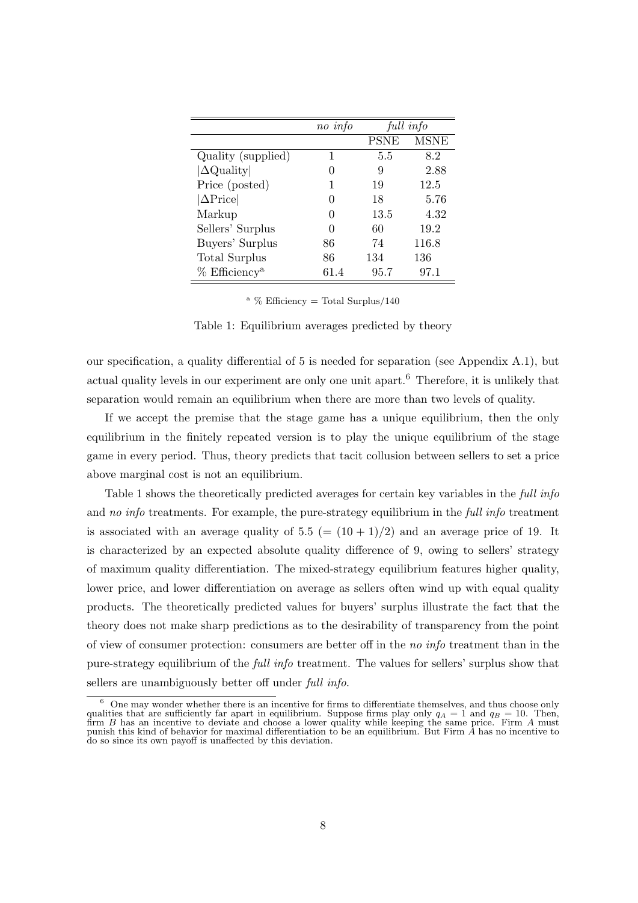| | *no info* | *full info* | |
|---|---|---|---|
| | | PSNE | MSNE |
| Quality (supplied) | 1 | 5.5 | 8.2 |
| $\lvert\Delta\text{Quality}\rvert$ | 0 | 9 | 2.88 |
| Price (posted) | 1 | 19 | 12.5 |
| $\lvert\Delta\text{Price}\rvert$ | 0 | 18 | 5.76 |
| Markup | 0 | 13.5 | 4.32 |
| Sellers' Surplus | 0 | 60 | 19.2 |
| Buyers' Surplus | 86 | 74 | 116.8 |
| Total Surplus | 86 | 134 | 136 |
| % Efficiency[a] | 61.4 | 95.7 | 97.1 |

[a] % Efficiency = Total Surplus/140

Table 1: Equilibrium averages predicted by theory

our specification, a quality differential of 5 is needed for separation (see Appendix A.1), but actual quality levels in our experiment are only one unit apart.[6] Therefore, it is unlikely that separation would remain an equilibrium when there are more than two levels of quality.

If we accept the premise that the stage game has a unique equilibrium, then the only equilibrium in the finitely repeated version is to play the unique equilibrium of the stage game in every period. Thus, theory predicts that tacit collusion between sellers to set a price above marginal cost is not an equilibrium.

Table 1 shows the theoretically predicted averages for certain key variables in the *full info* and *no info* treatments. For example, the pure-strategy equilibrium in the *full info* treatment is associated with an average quality of 5.5 ($= (10+1)/2$) and an average price of 19. It is characterized by an expected absolute quality difference of 9, owing to sellers' strategy of maximum quality differentiation. The mixed-strategy equilibrium features higher quality, lower price, and lower differentiation on average as sellers often wind up with equal quality products. The theoretically predicted values for buyers' surplus illustrate the fact that the theory does not make sharp predictions as to the desirability of transparency from the point of view of consumer protection: consumers are better off in the *no info* treatment than in the pure-strategy equilibrium of the *full info* treatment. The values for sellers' surplus show that sellers are unambiguously better off under *full info*.

[6] One may wonder whether there is an incentive for firms to differentiate themselves, and thus choose only qualities that are sufficiently far apart in equilibrium. Suppose firms play only $q_A = 1$ and $q_B = 10$. Then, firm $B$ has an incentive to deviate and choose a lower quality while keeping the same price. Firm $A$ must punish this kind of behavior for maximal differentiation to be an equilibrium. But Firm $A$ has no incentive to do so since its own payoff is unaffected by this deviation.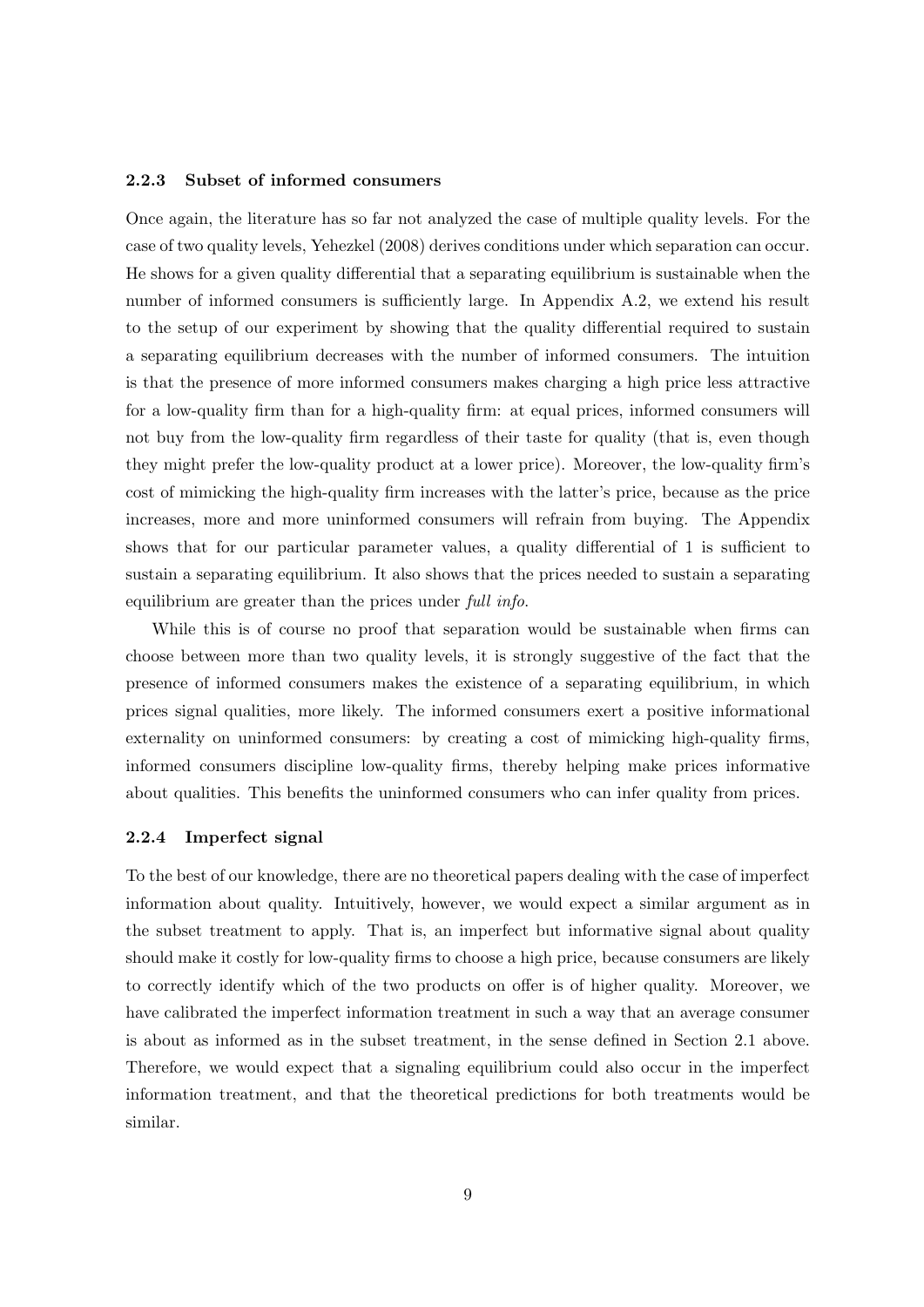#### 2.2.3 Subset of informed consumers

Once again, the literature has so far not analyzed the case of multiple quality levels. For the case of two quality levels, Yehezkel (2008) derives conditions under which separation can occur. He shows for a given quality differential that a separating equilibrium is sustainable when the number of informed consumers is sufficiently large. In Appendix A.2, we extend his result to the setup of our experiment by showing that the quality differential required to sustain a separating equilibrium decreases with the number of informed consumers. The intuition is that the presence of more informed consumers makes charging a high price less attractive for a low-quality firm than for a high-quality firm: at equal prices, informed consumers will not buy from the low-quality firm regardless of their taste for quality (that is, even though they might prefer the low-quality product at a lower price). Moreover, the low-quality firm's cost of mimicking the high-quality firm increases with the latter's price, because as the price increases, more and more uninformed consumers will refrain from buying. The Appendix shows that for our particular parameter values, a quality differential of 1 is sufficient to sustain a separating equilibrium. It also shows that the prices needed to sustain a separating equilibrium are greater than the prices under *full info*.

While this is of course no proof that separation would be sustainable when firms can choose between more than two quality levels, it is strongly suggestive of the fact that the presence of informed consumers makes the existence of a separating equilibrium, in which prices signal qualities, more likely. The informed consumers exert a positive informational externality on uninformed consumers: by creating a cost of mimicking high-quality firms, informed consumers discipline low-quality firms, thereby helping make prices informative about qualities. This benefits the uninformed consumers who can infer quality from prices.

#### 2.2.4 Imperfect signal

To the best of our knowledge, there are no theoretical papers dealing with the case of imperfect information about quality. Intuitively, however, we would expect a similar argument as in the subset treatment to apply. That is, an imperfect but informative signal about quality should make it costly for low-quality firms to choose a high price, because consumers are likely to correctly identify which of the two products on offer is of higher quality. Moreover, we have calibrated the imperfect information treatment in such a way that an average consumer is about as informed as in the subset treatment, in the sense defined in Section 2.1 above. Therefore, we would expect that a signaling equilibrium could also occur in the imperfect information treatment, and that the theoretical predictions for both treatments would be similar.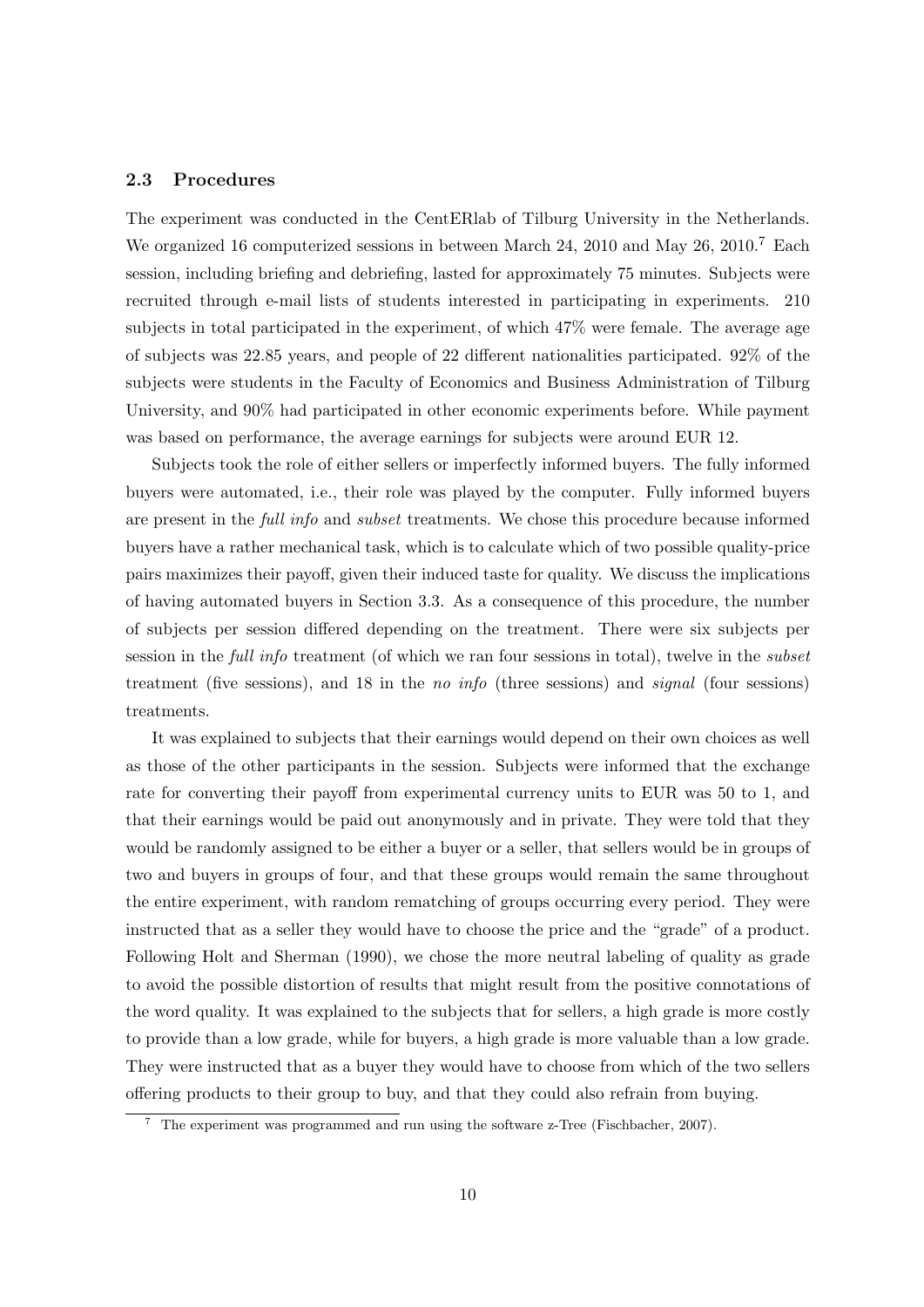### 2.3 Procedures

The experiment was conducted in the CentERlab of Tilburg University in the Netherlands. We organized 16 computerized sessions in between March 24, 2010 and May 26, 2010.[7] Each session, including briefing and debriefing, lasted for approximately 75 minutes. Subjects were recruited through e-mail lists of students interested in participating in experiments. 210 subjects in total participated in the experiment, of which 47% were female. The average age of subjects was 22.85 years, and people of 22 different nationalities participated. 92% of the subjects were students in the Faculty of Economics and Business Administration of Tilburg University, and 90% had participated in other economic experiments before. While payment was based on performance, the average earnings for subjects were around EUR 12.

Subjects took the role of either sellers or imperfectly informed buyers. The fully informed buyers were automated, i.e., their role was played by the computer. Fully informed buyers are present in the *full info* and *subset* treatments. We chose this procedure because informed buyers have a rather mechanical task, which is to calculate which of two possible quality-price pairs maximizes their payoff, given their induced taste for quality. We discuss the implications of having automated buyers in Section 3.3. As a consequence of this procedure, the number of subjects per session differed depending on the treatment. There were six subjects per session in the *full info* treatment (of which we ran four sessions in total), twelve in the *subset* treatment (five sessions), and 18 in the *no info* (three sessions) and *signal* (four sessions) treatments.

It was explained to subjects that their earnings would depend on their own choices as well as those of the other participants in the session. Subjects were informed that the exchange rate for converting their payoff from experimental currency units to EUR was 50 to 1, and that their earnings would be paid out anonymously and in private. They were told that they would be randomly assigned to be either a buyer or a seller, that sellers would be in groups of two and buyers in groups of four, and that these groups would remain the same throughout the entire experiment, with random rematching of groups occurring every period. They were instructed that as a seller they would have to choose the price and the "grade" of a product. Following Holt and Sherman (1990), we chose the more neutral labeling of quality as grade to avoid the possible distortion of results that might result from the positive connotations of the word quality. It was explained to the subjects that for sellers, a high grade is more costly to provide than a low grade, while for buyers, a high grade is more valuable than a low grade. They were instructed that as a buyer they would have to choose from which of the two sellers offering products to their group to buy, and that they could also refrain from buying.

[7] The experiment was programmed and run using the software z-Tree (Fischbacher, 2007).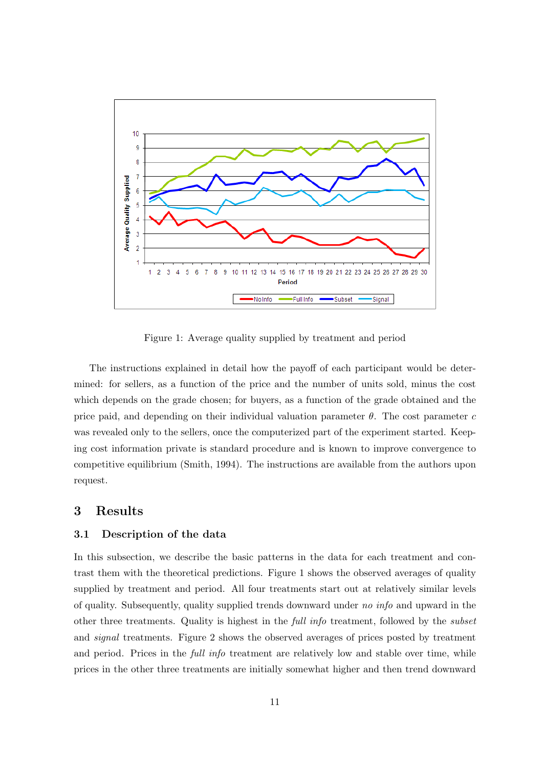Figure 1: Average quality supplied by treatment and period

The instructions explained in detail how the payoff of each participant would be determined: for sellers, as a function of the price and the number of units sold, minus the cost which depends on the grade chosen; for buyers, as a function of the grade obtained and the price paid, and depending on their individual valuation parameter $\theta$. The cost parameter $c$ was revealed only to the sellers, once the computerized part of the experiment started. Keeping cost information private is standard procedure and is known to improve convergence to competitive equilibrium (Smith, 1994). The instructions are available from the authors upon request.

# 3 Results

## 3.1 Description of the data

In this subsection, we describe the basic patterns in the data for each treatment and contrast them with the theoretical predictions. Figure 1 shows the observed averages of quality supplied by treatment and period. All four treatments start out at relatively similar levels of quality. Subsequently, quality supplied trends downward under *no info* and upward in the other three treatments. Quality is highest in the *full info* treatment, followed by the *subset* and *signal* treatments. Figure 2 shows the observed averages of prices posted by treatment and period. Prices in the *full info* treatment are relatively low and stable over time, while prices in the other three treatments are initially somewhat higher and then trend downward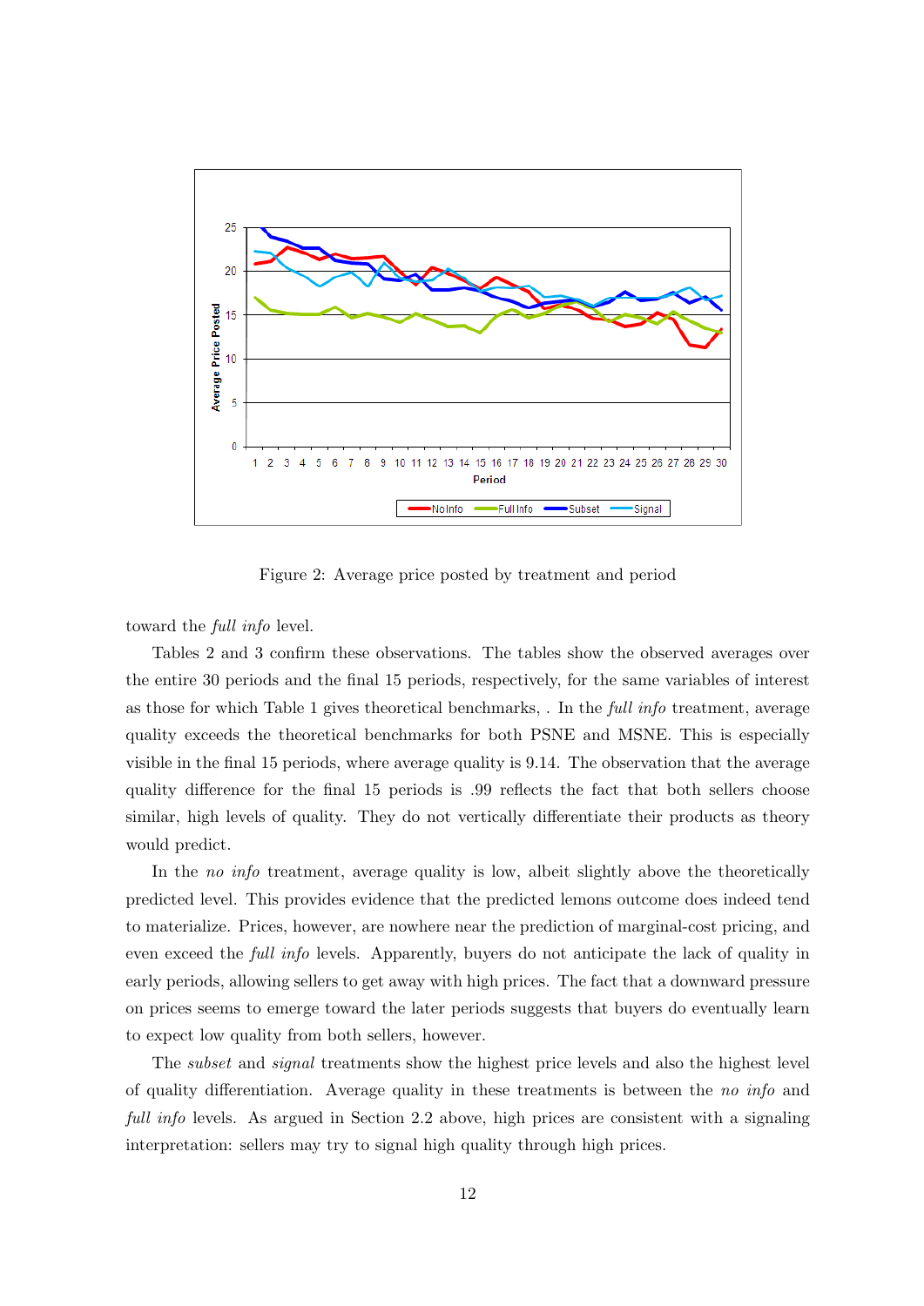Figure 2: Average price posted by treatment and period

toward the *full info* level.

Tables 2 and 3 confirm these observations. The tables show the observed averages over the entire 30 periods and the final 15 periods, respectively, for the same variables of interest as those for which Table 1 gives theoretical benchmarks, . In the *full info* treatment, average quality exceeds the theoretical benchmarks for both PSNE and MSNE. This is especially visible in the final 15 periods, where average quality is 9.14. The observation that the average quality difference for the final 15 periods is .99 reflects the fact that both sellers choose similar, high levels of quality. They do not vertically differentiate their products as theory would predict.

In the *no info* treatment, average quality is low, albeit slightly above the theoretically predicted level. This provides evidence that the predicted lemons outcome does indeed tend to materialize. Prices, however, are nowhere near the prediction of marginal-cost pricing, and even exceed the *full info* levels. Apparently, buyers do not anticipate the lack of quality in early periods, allowing sellers to get away with high prices. The fact that a downward pressure on prices seems to emerge toward the later periods suggests that buyers do eventually learn to expect low quality from both sellers, however.

The *subset* and *signal* treatments show the highest price levels and also the highest level of quality differentiation. Average quality in these treatments is between the *no info* and *full info* levels. As argued in Section 2.2 above, high prices are consistent with a signaling interpretation: sellers may try to signal high quality through high prices.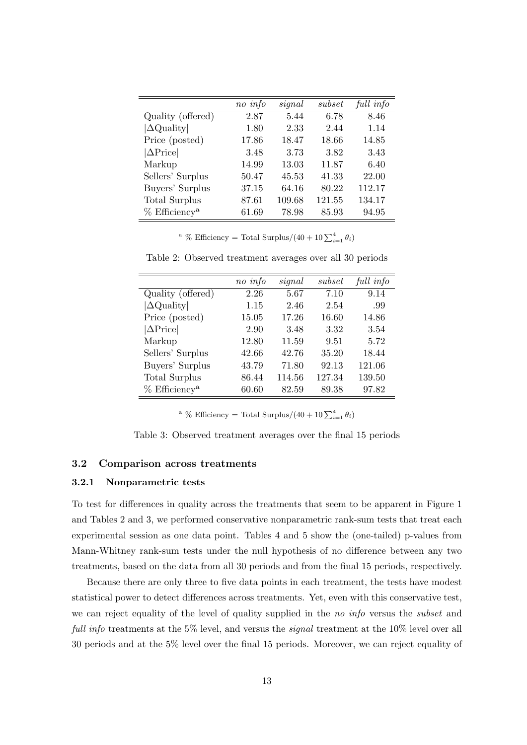| | *no info* | *signal* | *subset* | *full info* |
|---|---|---|---|---|
| Quality (offered) | 2.87 | 5.44 | 6.78 | 8.46 |
| $\vert\Delta\text{Quality}\vert$ | 1.80 | 2.33 | 2.44 | 1.14 |
| Price (posted) | 17.86 | 18.47 | 18.66 | 14.85 |
| $\vert\Delta\text{Price}\vert$ | 3.48 | 3.73 | 3.82 | 3.43 |
| Markup | 14.99 | 13.03 | 11.87 | 6.40 |
| Sellers' Surplus | 50.47 | 45.53 | 41.33 | 22.00 |
| Buyers' Surplus | 37.15 | 64.16 | 80.22 | 112.17 |
| Total Surplus | 87.61 | 109.68 | 121.55 | 134.17 |
| % Efficiency[a] | 61.69 | 78.98 | 85.93 | 94.95 |

[a] % Efficiency = Total Surplus/$(40 + 10\sum_{i=1}^{4}\theta_i)$

Table 2: Observed treatment averages over all 30 periods

| | *no info* | *signal* | *subset* | *full info* |
|---|---|---|---|---|
| Quality (offered) | 2.26 | 5.67 | 7.10 | 9.14 |
| $\vert\Delta\text{Quality}\vert$ | 1.15 | 2.46 | 2.54 | .99 |
| Price (posted) | 15.05 | 17.26 | 16.60 | 14.86 |
| $\vert\Delta\text{Price}\vert$ | 2.90 | 3.48 | 3.32 | 3.54 |
| Markup | 12.80 | 11.59 | 9.51 | 5.72 |
| Sellers' Surplus | 42.66 | 42.76 | 35.20 | 18.44 |
| Buyers' Surplus | 43.79 | 71.80 | 92.13 | 121.06 |
| Total Surplus | 86.44 | 114.56 | 127.34 | 139.50 |
| % Efficiency[a] | 60.60 | 82.59 | 89.38 | 97.82 |

[a] % Efficiency = Total Surplus/$(40 + 10\sum_{i=1}^{4}\theta_i)$

Table 3: Observed treatment averages over the final 15 periods

### 3.2 Comparison across treatments

#### 3.2.1 Nonparametric tests

To test for differences in quality across the treatments that seem to be apparent in Figure 1 and Tables 2 and 3, we performed conservative nonparametric rank-sum tests that treat each experimental session as one data point. Tables 4 and 5 show the (one-tailed) p-values from Mann-Whitney rank-sum tests under the null hypothesis of no difference between any two treatments, based on the data from all 30 periods and from the final 15 periods, respectively.

Because there are only three to five data points in each treatment, the tests have modest statistical power to detect differences across treatments. Yet, even with this conservative test, we can reject equality of the level of quality supplied in the *no info* versus the *subset* and *full info* treatments at the 5% level, and versus the *signal* treatment at the 10% level over all 30 periods and at the 5% level over the final 15 periods. Moreover, we can reject equality of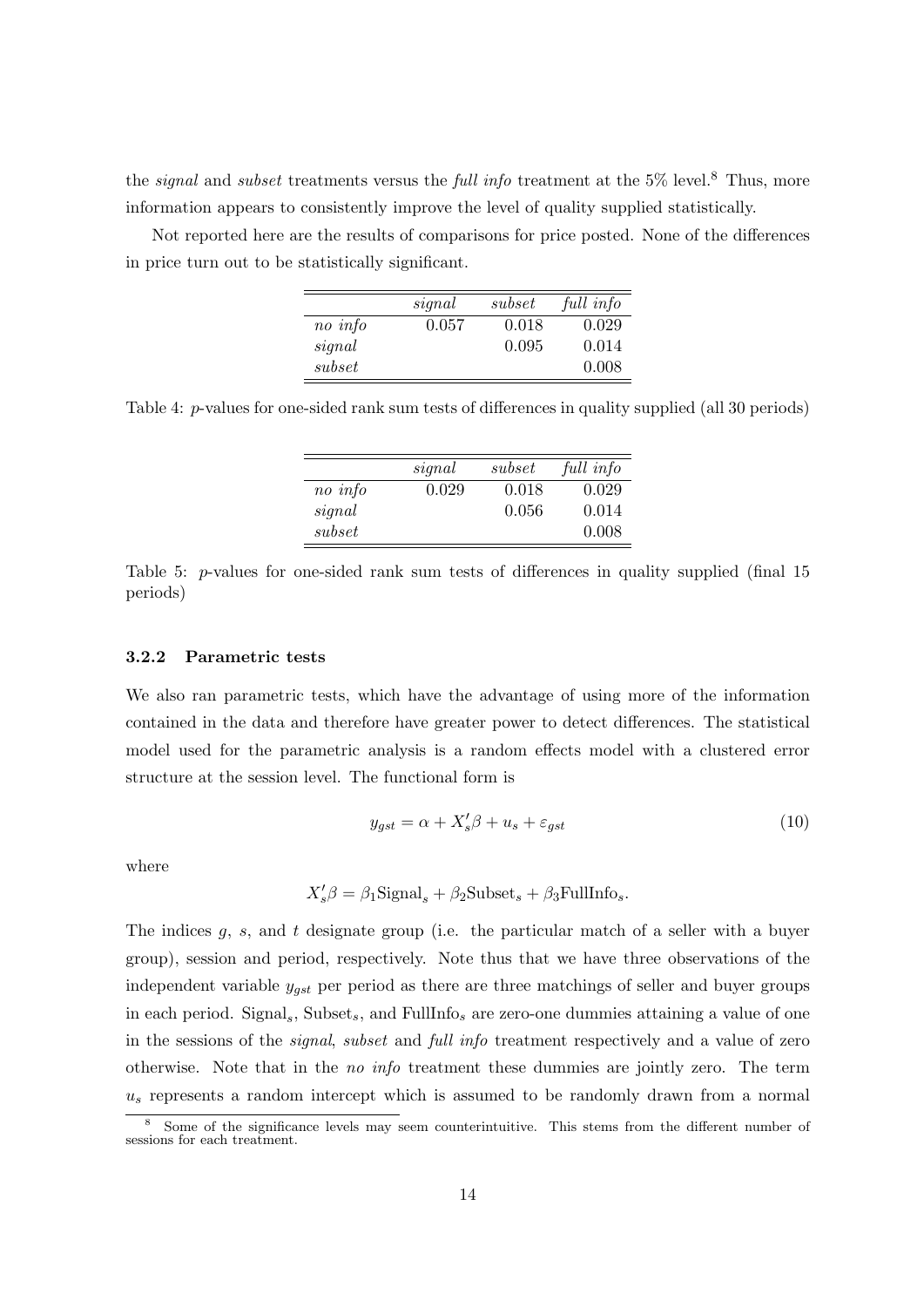the *signal* and *subset* treatments versus the *full info* treatment at the 5% level.[8] Thus, more information appears to consistently improve the level of quality supplied statistically.

Not reported here are the results of comparisons for price posted. None of the differences in price turn out to be statistically significant.

| | *signal* | *subset* | *full info* |
|---|---|---|---|
| *no info* | 0.057 | 0.018 | 0.029 |
| *signal* | | 0.095 | 0.014 |
| *subset* | | | 0.008 |

Table 4: $p$-values for one-sided rank sum tests of differences in quality supplied (all 30 periods)

| | *signal* | *subset* | *full info* |
|---|---|---|---|
| *no info* | 0.029 | 0.018 | 0.029 |
| *signal* | | 0.056 | 0.014 |
| *subset* | | | 0.008 |

Table 5: $p$-values for one-sided rank sum tests of differences in quality supplied (final 15 periods)

### 3.2.2 Parametric tests

We also ran parametric tests, which have the advantage of using more of the information contained in the data and therefore have greater power to detect differences. The statistical model used for the parametric analysis is a random effects model with a clustered error structure at the session level. The functional form is

$$y_{gst} = \alpha + X_s'\beta + u_s + \varepsilon_{gst} \tag{10}$$

where

$$X_s'\beta = \beta_1 \text{Signal}_s + \beta_2 \text{Subset}_s + \beta_3 \text{FullInfo}_s.$$

The indices $g$, $s$, and $t$ designate group (i.e. the particular match of a seller with a buyer group), session and period, respectively. Note thus that we have three observations of the independent variable $y_{gst}$ per period as there are three matchings of seller and buyer groups in each period. $\text{Signal}_s$, $\text{Subset}_s$, and $\text{FullInfo}_s$ are zero-one dummies attaining a value of one in the sessions of the *signal*, *subset* and *full info* treatment respectively and a value of zero otherwise. Note that in the *no info* treatment these dummies are jointly zero. The term $u_s$ represents a random intercept which is assumed to be randomly drawn from a normal

[8] Some of the significance levels may seem counterintuitive. This stems from the different number of sessions for each treatment.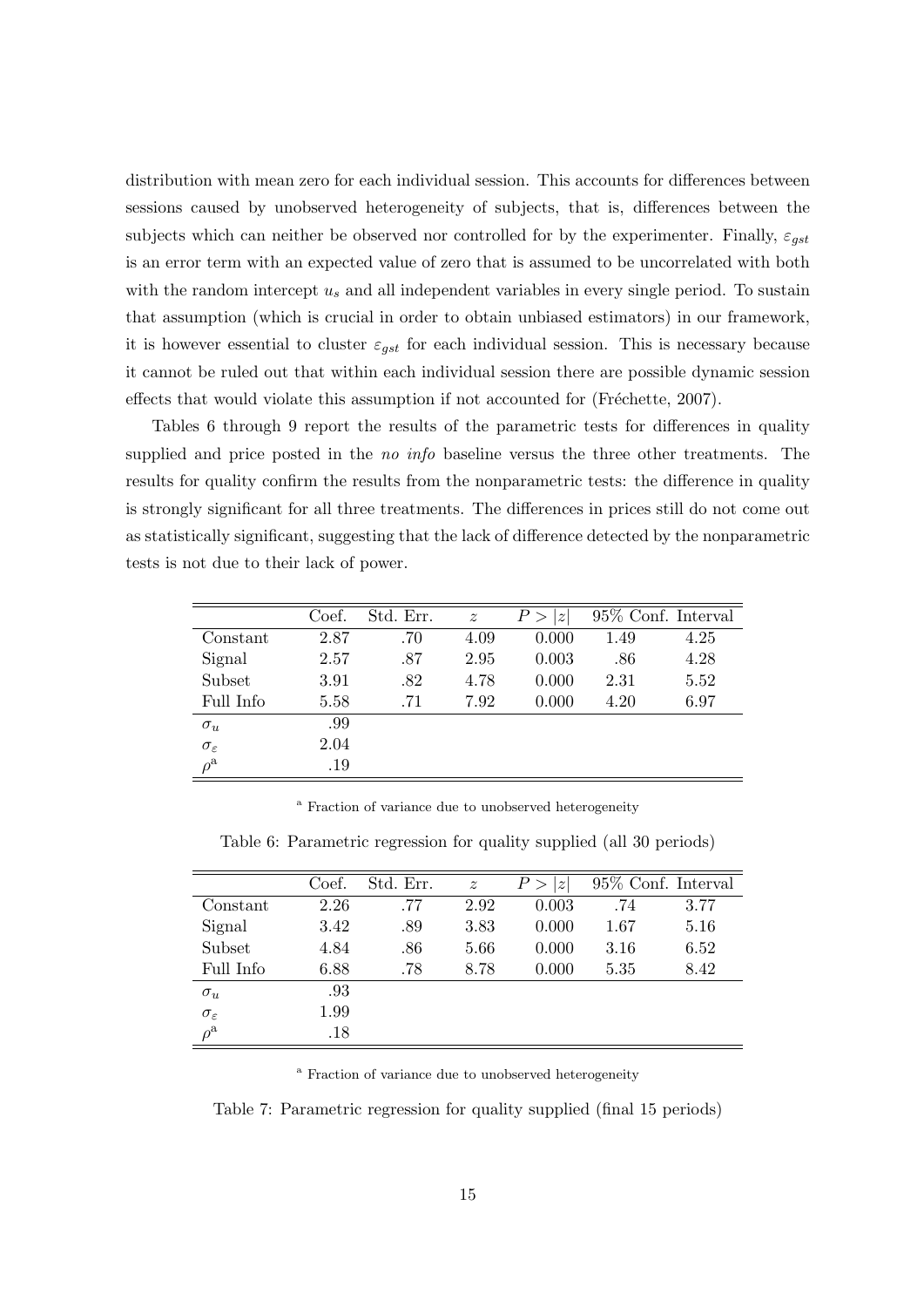distribution with mean zero for each individual session. This accounts for differences between sessions caused by unobserved heterogeneity of subjects, that is, differences between the subjects which can neither be observed nor controlled for by the experimenter. Finally, $\varepsilon_{gst}$ is an error term with an expected value of zero that is assumed to be uncorrelated with both with the random intercept $u_s$ and all independent variables in every single period. To sustain that assumption (which is crucial in order to obtain unbiased estimators) in our framework, it is however essential to cluster $\varepsilon_{gst}$ for each individual session. This is necessary because it cannot be ruled out that within each individual session there are possible dynamic session effects that would violate this assumption if not accounted for (Fréchette, 2007).

Tables 6 through 9 report the results of the parametric tests for differences in quality supplied and price posted in the *no info* baseline versus the three other treatments. The results for quality confirm the results from the nonparametric tests: the difference in quality is strongly significant for all three treatments. The differences in prices still do not come out as statistically significant, suggesting that the lack of difference detected by the nonparametric tests is not due to their lack of power.

| | Coef. | Std. Err. | $z$ | $P > \lvert z \rvert$ | 95% Conf. Interval | |
|---|---|---|---|---|---|---|
| Constant | 2.87 | .70 | 4.09 | 0.000 | 1.49 | 4.25 |
| Signal | 2.57 | .87 | 2.95 | 0.003 | .86 | 4.28 |
| Subset | 3.91 | .82 | 4.78 | 0.000 | 2.31 | 5.52 |
| Full Info | 5.58 | .71 | 7.92 | 0.000 | 4.20 | 6.97 |
| $\sigma_u$ | .99 | | | | | |
| $\sigma_\varepsilon$ | 2.04 | | | | | |
| $\rho$[a] | .19 | | | | | |

[a] Fraction of variance due to unobserved heterogeneity

Table 6: Parametric regression for quality supplied (all 30 periods)

| | Coef. | Std. Err. | $z$ | $P > \lvert z \rvert$ | 95% Conf. Interval | |
|---|---|---|---|---|---|---|
| Constant | 2.26 | .77 | 2.92 | 0.003 | .74 | 3.77 |
| Signal | 3.42 | .89 | 3.83 | 0.000 | 1.67 | 5.16 |
| Subset | 4.84 | .86 | 5.66 | 0.000 | 3.16 | 6.52 |
| Full Info | 6.88 | .78 | 8.78 | 0.000 | 5.35 | 8.42 |
| $\sigma_u$ | .93 | | | | | |
| $\sigma_\varepsilon$ | 1.99 | | | | | |
| $\rho$[a] | .18 | | | | | |

[a] Fraction of variance due to unobserved heterogeneity

Table 7: Parametric regression for quality supplied (final 15 periods)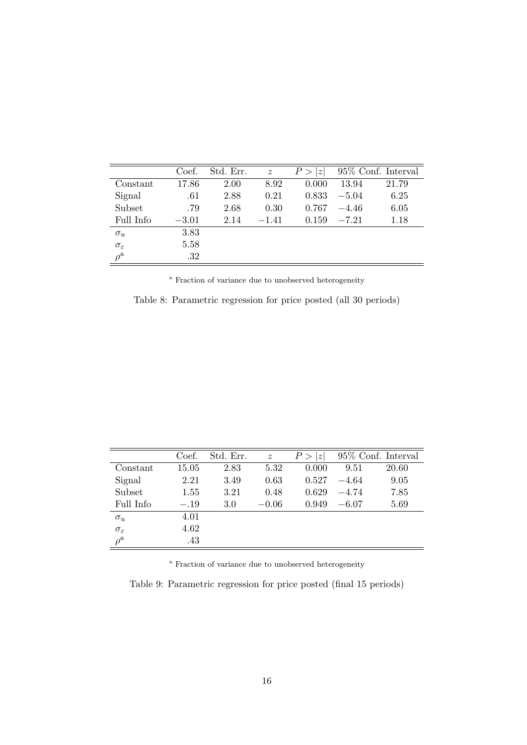| | Coef. | Std. Err. | $z$ | $P > \|z\|$ | 95% Conf. Interval | |
|---|---|---|---|---|---|---|
| Constant | 17.86 | 2.00 | 8.92 | 0.000 | 13.94 | 21.79 |
| Signal | .61 | 2.88 | 0.21 | 0.833 | $-5.04$ | 6.25 |
| Subset | .79 | 2.68 | 0.30 | 0.767 | $-4.46$ | 6.05 |
| Full Info | $-3.01$ | 2.14 | $-1.41$ | 0.159 | $-7.21$ | 1.18 |
| $\sigma_u$ | 3.83 | | | | | |
| $\sigma_\varepsilon$ | 5.58 | | | | | |
| $\rho$[a] | .32 | | | | | |

[a] Fraction of variance due to unobserved heterogeneity

Table 8: Parametric regression for price posted (all 30 periods)

| | Coef. | Std. Err. | $z$ | $P > \|z\|$ | 95% Conf. Interval | |
|---|---|---|---|---|---|---|
| Constant | 15.05 | 2.83 | 5.32 | 0.000 | 9.51 | 20.60 |
| Signal | 2.21 | 3.49 | 0.63 | 0.527 | $-4.64$ | 9.05 |
| Subset | 1.55 | 3.21 | 0.48 | 0.629 | $-4.74$ | 7.85 |
| Full Info | $-.19$ | 3.0 | $-0.06$ | 0.949 | $-6.07$ | 5.69 |
| $\sigma_u$ | 4.01 | | | | | |
| $\sigma_\varepsilon$ | 4.62 | | | | | |
| $\rho$[a] | .43 | | | | | |

[a] Fraction of variance due to unobserved heterogeneity

Table 9: Parametric regression for price posted (final 15 periods)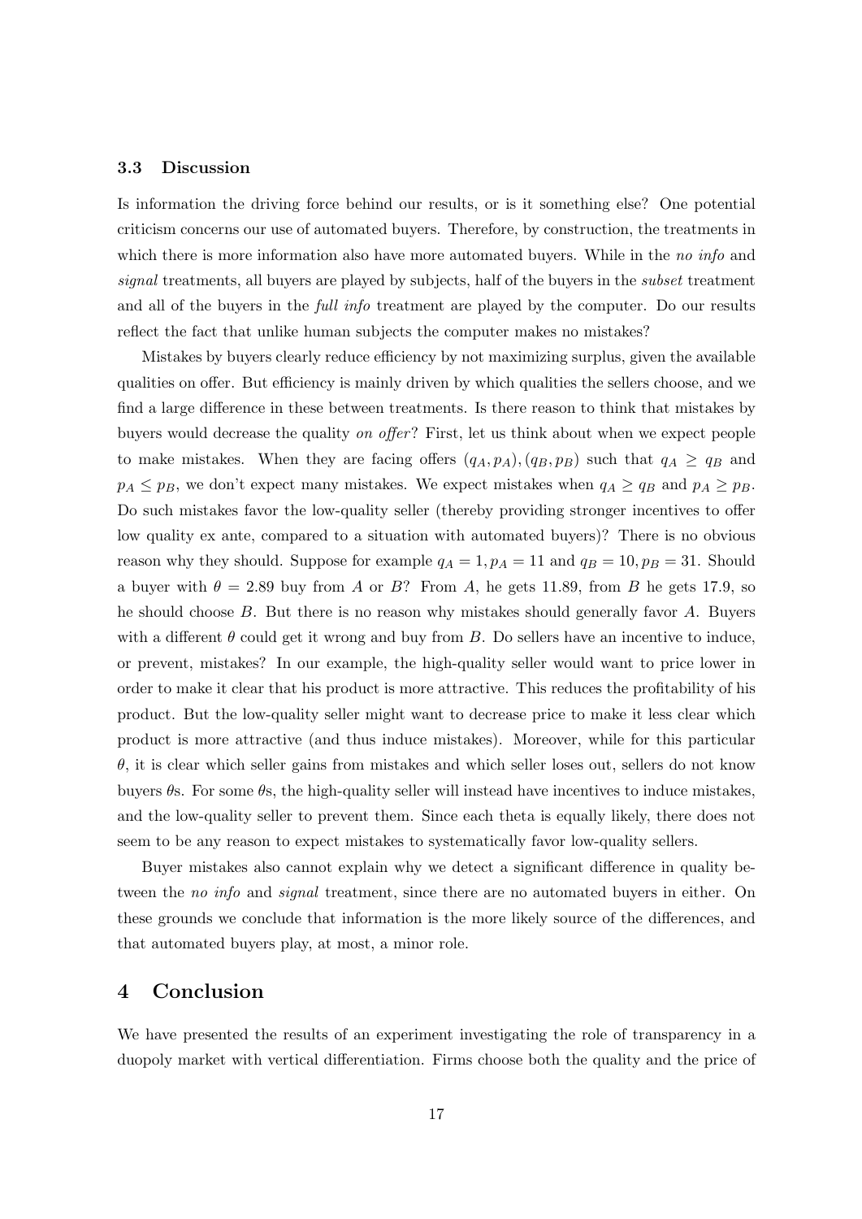### 3.3 Discussion

Is information the driving force behind our results, or is it something else? One potential criticism concerns our use of automated buyers. Therefore, by construction, the treatments in which there is more information also have more automated buyers. While in the *no info* and *signal* treatments, all buyers are played by subjects, half of the buyers in the *subset* treatment and all of the buyers in the *full info* treatment are played by the computer. Do our results reflect the fact that unlike human subjects the computer makes no mistakes?

Mistakes by buyers clearly reduce efficiency by not maximizing surplus, given the available qualities on offer. But efficiency is mainly driven by which qualities the sellers choose, and we find a large difference in these between treatments. Is there reason to think that mistakes by buyers would decrease the quality *on offer*? First, let us think about when we expect people to make mistakes. When they are facing offers $(q_A, p_A), (q_B, p_B)$ such that $q_A \geq q_B$ and $p_A \leq p_B$, we don't expect many mistakes. We expect mistakes when $q_A \geq q_B$ and $p_A \geq p_B$. Do such mistakes favor the low-quality seller (thereby providing stronger incentives to offer low quality ex ante, compared to a situation with automated buyers)? There is no obvious reason why they should. Suppose for example $q_A = 1, p_A = 11$ and $q_B = 10, p_B = 31$. Should a buyer with $\theta = 2.89$ buy from $A$ or $B$? From $A$, he gets 11.89, from $B$ he gets 17.9, so he should choose $B$. But there is no reason why mistakes should generally favor $A$. Buyers with a different $\theta$ could get it wrong and buy from $B$. Do sellers have an incentive to induce, or prevent, mistakes? In our example, the high-quality seller would want to price lower in order to make it clear that his product is more attractive. This reduces the profitability of his product. But the low-quality seller might want to decrease price to make it less clear which product is more attractive (and thus induce mistakes). Moreover, while for this particular $\theta$, it is clear which seller gains from mistakes and which seller loses out, sellers do not know buyers $\theta$s. For some $\theta$s, the high-quality seller will instead have incentives to induce mistakes, and the low-quality seller to prevent them. Since each theta is equally likely, there does not seem to be any reason to expect mistakes to systematically favor low-quality sellers.

Buyer mistakes also cannot explain why we detect a significant difference in quality between the *no info* and *signal* treatment, since there are no automated buyers in either. On these grounds we conclude that information is the more likely source of the differences, and that automated buyers play, at most, a minor role.

## 4 Conclusion

We have presented the results of an experiment investigating the role of transparency in a duopoly market with vertical differentiation. Firms choose both the quality and the price of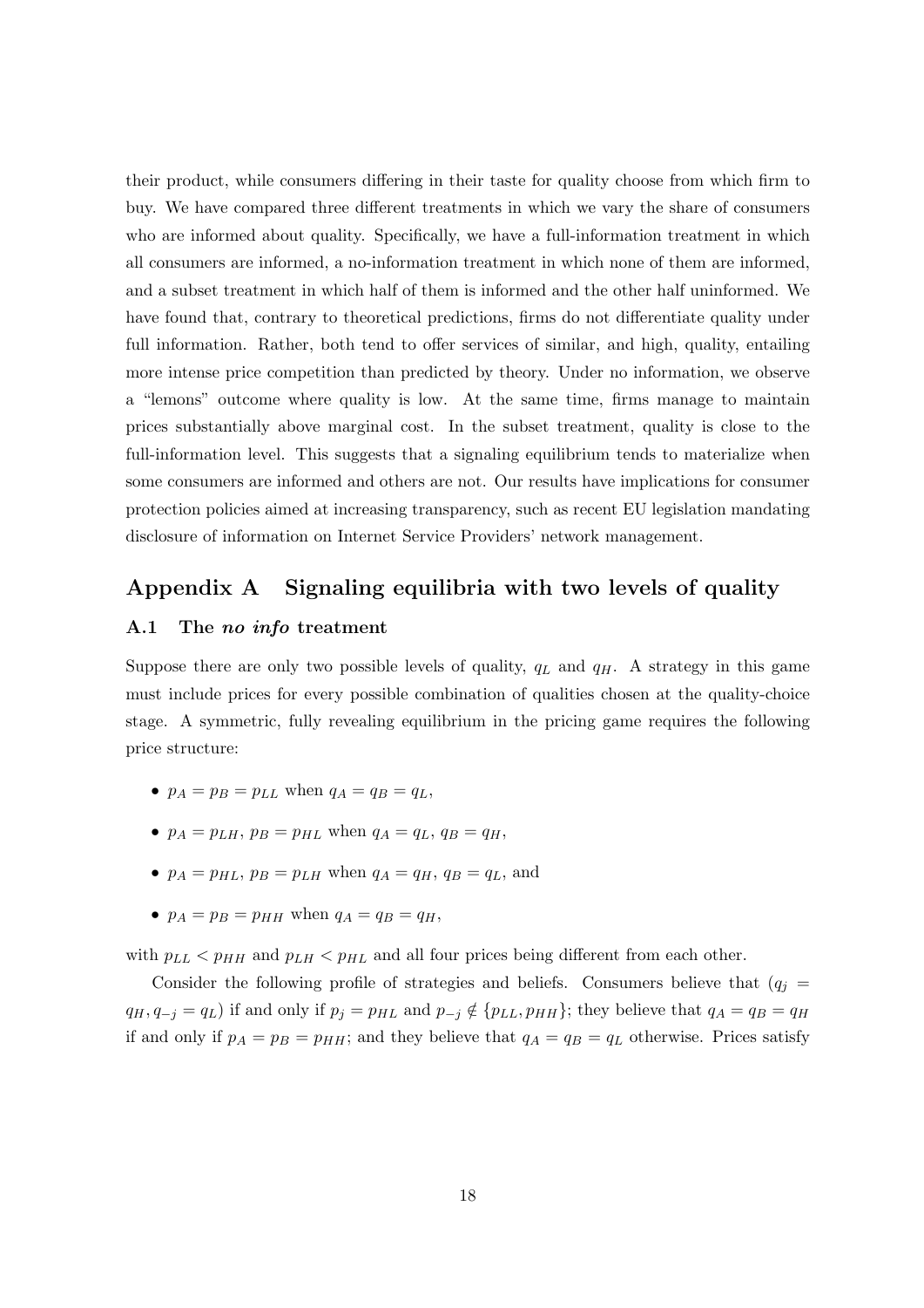their product, while consumers differing in their taste for quality choose from which firm to buy. We have compared three different treatments in which we vary the share of consumers who are informed about quality. Specifically, we have a full-information treatment in which all consumers are informed, a no-information treatment in which none of them are informed, and a subset treatment in which half of them is informed and the other half uninformed. We have found that, contrary to theoretical predictions, firms do not differentiate quality under full information. Rather, both tend to offer services of similar, and high, quality, entailing more intense price competition than predicted by theory. Under no information, we observe a "lemons" outcome where quality is low. At the same time, firms manage to maintain prices substantially above marginal cost. In the subset treatment, quality is close to the full-information level. This suggests that a signaling equilibrium tends to materialize when some consumers are informed and others are not. Our results have implications for consumer protection policies aimed at increasing transparency, such as recent EU legislation mandating disclosure of information on Internet Service Providers' network management.

## Appendix A  Signaling equilibria with two levels of quality

### A.1  The *no info* treatment

Suppose there are only two possible levels of quality, $q_L$ and $q_H$. A strategy in this game must include prices for every possible combination of qualities chosen at the quality-choice stage. A symmetric, fully revealing equilibrium in the pricing game requires the following price structure:

- $p_A = p_B = p_{LL}$ when $q_A = q_B = q_L$,
- $p_A = p_{LH}$, $p_B = p_{HL}$ when $q_A = q_L$, $q_B = q_H$,
- $p_A = p_{HL}$, $p_B = p_{LH}$ when $q_A = q_H$, $q_B = q_L$, and
- $p_A = p_B = p_{HH}$ when $q_A = q_B = q_H$,

with $p_{LL} < p_{HH}$ and $p_{LH} < p_{HL}$ and all four prices being different from each other.

Consider the following profile of strategies and beliefs. Consumers believe that $(q_j = q_H, q_{-j} = q_L)$ if and only if $p_j = p_{HL}$ and $p_{-j} \notin \{p_{LL}, p_{HH}\}$; they believe that $q_A = q_B = q_H$ if and only if $p_A = p_B = p_{HH}$; and they believe that $q_A = q_B = q_L$ otherwise. Prices satisfy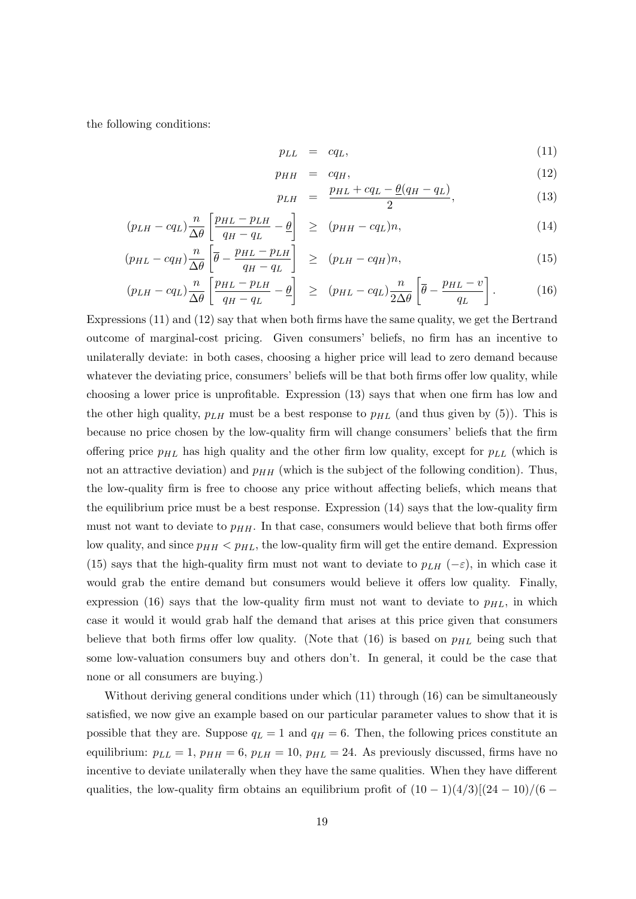the following conditions:

$$
\begin{aligned}
p_{LL} &= cq_L, && (11) \\
p_{HH} &= cq_H, && (12) \\
p_{LH} &= \frac{p_{HL} + cq_L - \underline{\theta}(q_H - q_L)}{2}, && (13) \\
(p_{LH} - cq_L)\frac{n}{\Delta\theta}\left[\frac{p_{HL} - p_{LH}}{q_H - q_L} - \underline{\theta}\right] &\geq (p_{HH} - cq_L)n, && (14) \\
(p_{HL} - cq_H)\frac{n}{\Delta\theta}\left[\overline{\theta} - \frac{p_{HL} - p_{LH}}{q_H - q_L}\right] &\geq (p_{LH} - cq_H)n, && (15) \\
(p_{LH} - cq_L)\frac{n}{\Delta\theta}\left[\frac{p_{HL} - p_{LH}}{q_H - q_L} - \underline{\theta}\right] &\geq (p_{HL} - cq_L)\frac{n}{2\Delta\theta}\left[\overline{\theta} - \frac{p_{HL} - v}{q_L}\right]. && (16)
\end{aligned}
$$

Expressions (11) and (12) say that when both firms have the same quality, we get the Bertrand outcome of marginal-cost pricing. Given consumers' beliefs, no firm has an incentive to unilaterally deviate: in both cases, choosing a higher price will lead to zero demand because whatever the deviating price, consumers' beliefs will be that both firms offer low quality, while choosing a lower price is unprofitable. Expression (13) says that when one firm has low and the other high quality, $p_{LH}$ must be a best response to $p_{HL}$ (and thus given by (5)). This is because no price chosen by the low-quality firm will change consumers' beliefs that the firm offering price $p_{HL}$ has high quality and the other firm low quality, except for $p_{LL}$ (which is not an attractive deviation) and $p_{HH}$ (which is the subject of the following condition). Thus, the low-quality firm is free to choose any price without affecting beliefs, which means that the equilibrium price must be a best response. Expression (14) says that the low-quality firm must not want to deviate to $p_{HH}$. In that case, consumers would believe that both firms offer low quality, and since $p_{HH} < p_{HL}$, the low-quality firm will get the entire demand. Expression (15) says that the high-quality firm must not want to deviate to $p_{LH}$ $(-\varepsilon)$, in which case it would grab the entire demand but consumers would believe it offers low quality. Finally, expression (16) says that the low-quality firm must not want to deviate to $p_{HL}$, in which case it would it would grab half the demand that arises at this price given that consumers believe that both firms offer low quality. (Note that (16) is based on $p_{HL}$ being such that some low-valuation consumers buy and others don't. In general, it could be the case that none or all consumers are buying.)

Without deriving general conditions under which (11) through (16) can be simultaneously satisfied, we now give an example based on our particular parameter values to show that it is possible that they are. Suppose $q_L = 1$ and $q_H = 6$. Then, the following prices constitute an equilibrium: $p_{LL} = 1$, $p_{HH} = 6$, $p_{LH} = 10$, $p_{HL} = 24$. As previously discussed, firms have no incentive to deviate unilaterally when they have the same qualities. When they have different qualities, the low-quality firm obtains an equilibrium profit of $(10 - 1)(4/3)[(24 - 10)/(6 -$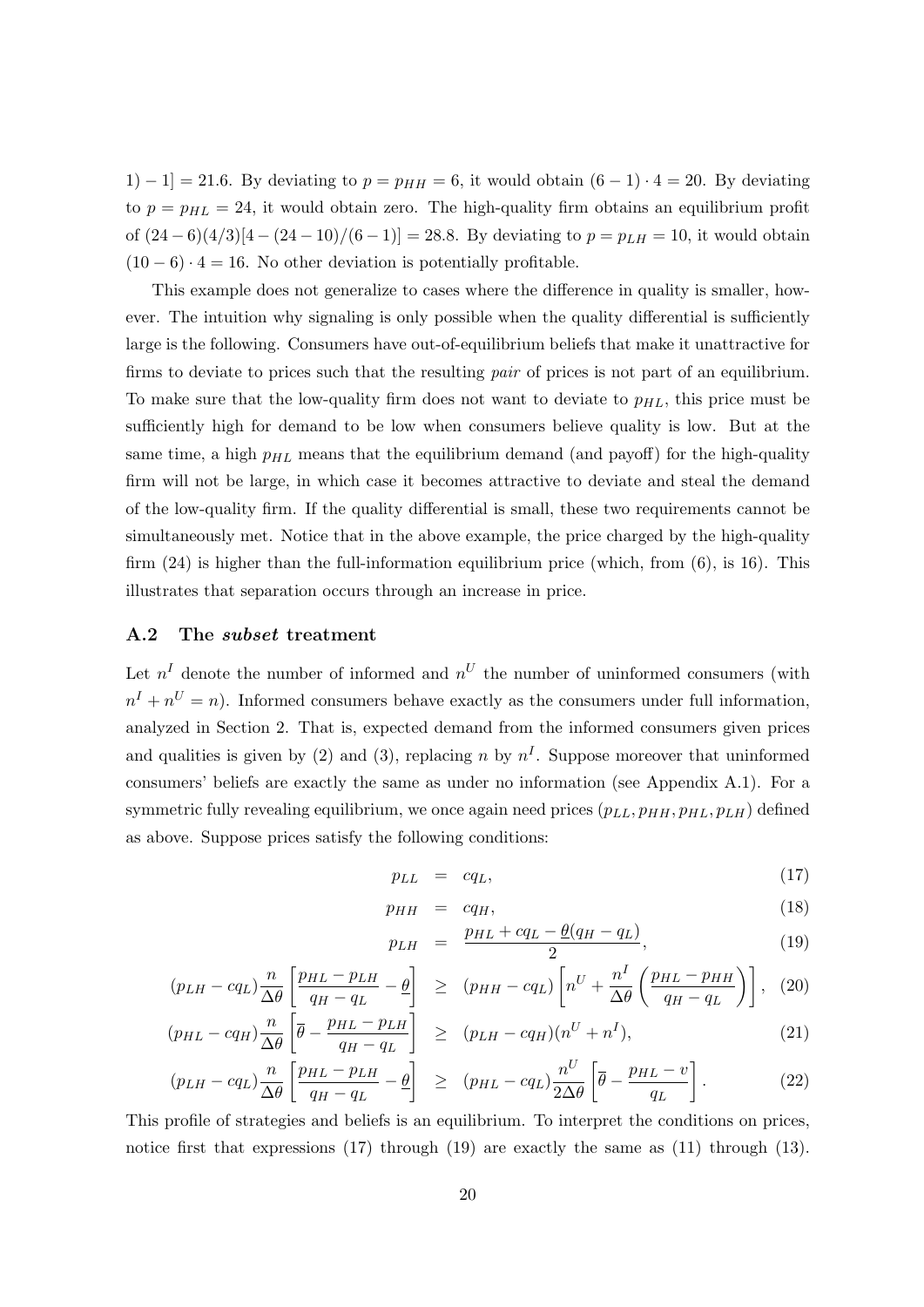$1) - 1] = 21.6$. By deviating to $p = p_{HH} = 6$, it would obtain $(6-1) \cdot 4 = 20$. By deviating to $p = p_{HL} = 24$, it would obtain zero. The high-quality firm obtains an equilibrium profit of $(24-6)(4/3)[4 - (24-10)/(6-1)] = 28.8$. By deviating to $p = p_{LH} = 10$, it would obtain $(10-6) \cdot 4 = 16$. No other deviation is potentially profitable.

This example does not generalize to cases where the difference in quality is smaller, however. The intuition why signaling is only possible when the quality differential is sufficiently large is the following. Consumers have out-of-equilibrium beliefs that make it unattractive for firms to deviate to prices such that the resulting *pair* of prices is not part of an equilibrium. To make sure that the low-quality firm does not want to deviate to $p_{HL}$, this price must be sufficiently high for demand to be low when consumers believe quality is low. But at the same time, a high $p_{HL}$ means that the equilibrium demand (and payoff) for the high-quality firm will not be large, in which case it becomes attractive to deviate and steal the demand of the low-quality firm. If the quality differential is small, these two requirements cannot be simultaneously met. Notice that in the above example, the price charged by the high-quality firm (24) is higher than the full-information equilibrium price (which, from (6), is 16). This illustrates that separation occurs through an increase in price.

### A.2 The *subset* treatment

Let $n^I$ denote the number of informed and $n^U$ the number of uninformed consumers (with $n^I + n^U = n$). Informed consumers behave exactly as the consumers under full information, analyzed in Section 2. That is, expected demand from the informed consumers given prices and qualities is given by (2) and (3), replacing $n$ by $n^I$. Suppose moreover that uninformed consumers' beliefs are exactly the same as under no information (see Appendix A.1). For a symmetric fully revealing equilibrium, we once again need prices $(p_{LL}, p_{HH}, p_{HL}, p_{LH})$ defined as above. Suppose prices satisfy the following conditions:

$$p_{LL} = cq_L, \tag{17}$$

$$p_{HH} = cq_H, \tag{18}$$

$$p_{LH} = \frac{p_{HL} + cq_L - \underline{\theta}(q_H - q_L)}{2}, \tag{19}$$

$$(p_{LH} - cq_L)\frac{n}{\Delta\theta}\left[\frac{p_{HL} - p_{LH}}{q_H - q_L} - \underline{\theta}\right] \geq (p_{HH} - cq_L)\left[n^U + \frac{n^I}{\Delta\theta}\left(\frac{p_{HL} - p_{HH}}{q_H - q_L}\right)\right], \tag{20}$$

$$(p_{HL} - cq_H)\frac{n}{\Delta\theta}\left[\overline{\theta} - \frac{p_{HL} - p_{LH}}{q_H - q_L}\right] \geq (p_{LH} - cq_H)(n^U + n^I), \tag{21}$$

$$(p_{LH} - cq_L)\frac{n}{\Delta\theta}\left[\frac{p_{HL} - p_{LH}}{q_H - q_L} - \underline{\theta}\right] \geq (p_{HL} - cq_L)\frac{n^U}{2\Delta\theta}\left[\overline{\theta} - \frac{p_{HL} - v}{q_L}\right]. \tag{22}$$

This profile of strategies and beliefs is an equilibrium. To interpret the conditions on prices, notice first that expressions (17) through (19) are exactly the same as (11) through (13).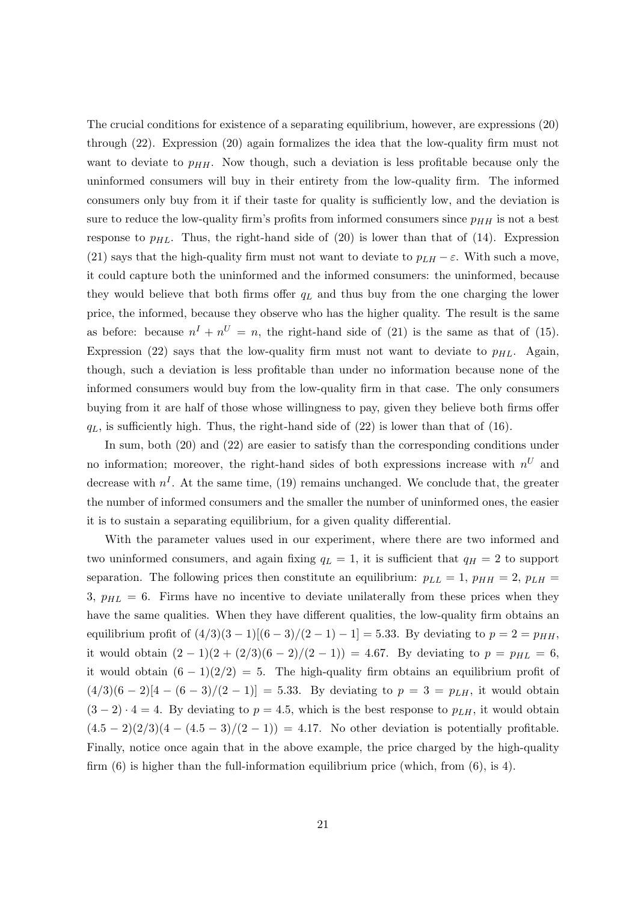The crucial conditions for existence of a separating equilibrium, however, are expressions (20) through (22). Expression (20) again formalizes the idea that the low-quality firm must not want to deviate to $p_{HH}$. Now though, such a deviation is less profitable because only the uninformed consumers will buy in their entirety from the low-quality firm. The informed consumers only buy from it if their taste for quality is sufficiently low, and the deviation is sure to reduce the low-quality firm's profits from informed consumers since $p_{HH}$ is not a best response to $p_{HL}$. Thus, the right-hand side of (20) is lower than that of (14). Expression (21) says that the high-quality firm must not want to deviate to $p_{LH} - \varepsilon$. With such a move, it could capture both the uninformed and the informed consumers: the uninformed, because they would believe that both firms offer $q_L$ and thus buy from the one charging the lower price, the informed, because they observe who has the higher quality. The result is the same as before: because $n^I + n^U = n$, the right-hand side of (21) is the same as that of (15). Expression (22) says that the low-quality firm must not want to deviate to $p_{HL}$. Again, though, such a deviation is less profitable than under no information because none of the informed consumers would buy from the low-quality firm in that case. The only consumers buying from it are half of those whose willingness to pay, given they believe both firms offer $q_L$, is sufficiently high. Thus, the right-hand side of (22) is lower than that of (16).

In sum, both (20) and (22) are easier to satisfy than the corresponding conditions under no information; moreover, the right-hand sides of both expressions increase with $n^U$ and decrease with $n^I$. At the same time, (19) remains unchanged. We conclude that, the greater the number of informed consumers and the smaller the number of uninformed ones, the easier it is to sustain a separating equilibrium, for a given quality differential.

With the parameter values used in our experiment, where there are two informed and two uninformed consumers, and again fixing $q_L = 1$, it is sufficient that $q_H = 2$ to support separation. The following prices then constitute an equilibrium: $p_{LL} = 1$, $p_{HH} = 2$, $p_{LH} = 3$, $p_{HL} = 6$. Firms have no incentive to deviate unilaterally from these prices when they have the same qualities. When they have different qualities, the low-quality firm obtains an equilibrium profit of $(4/3)(3-1)[(6-3)/(2-1)-1] = 5.33$. By deviating to $p = 2 = p_{HH}$, it would obtain $(2-1)(2+(2/3)(6-2)/(2-1)) = 4.67$. By deviating to $p = p_{HL} = 6$, it would obtain $(6-1)(2/2) = 5$. The high-quality firm obtains an equilibrium profit of $(4/3)(6-2)[4-(6-3)/(2-1)] = 5.33$. By deviating to $p = 3 = p_{LH}$, it would obtain $(3-2) \cdot 4 = 4$. By deviating to $p = 4.5$, which is the best response to $p_{LH}$, it would obtain $(4.5-2)(2/3)(4-(4.5-3)/(2-1)) = 4.17$. No other deviation is potentially profitable. Finally, notice once again that in the above example, the price charged by the high-quality firm (6) is higher than the full-information equilibrium price (which, from (6), is 4).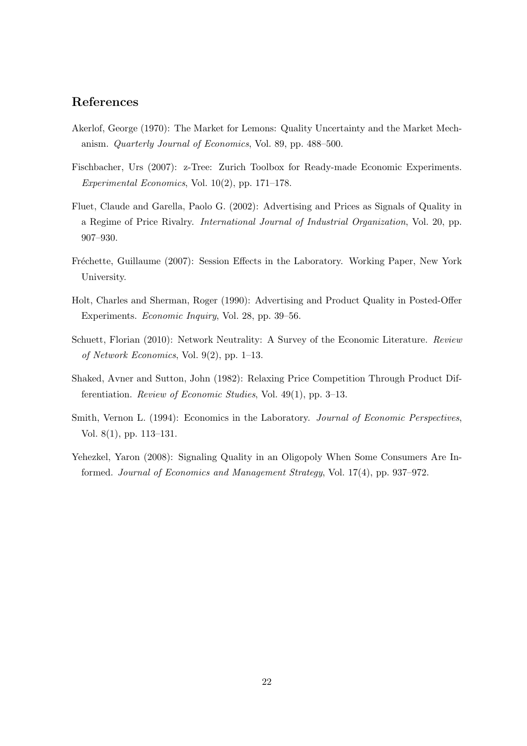## References

Akerlof, George (1970): The Market for Lemons: Quality Uncertainty and the Market Mechanism. *Quarterly Journal of Economics*, Vol. 89, pp. 488–500.

Fischbacher, Urs (2007): z-Tree: Zurich Toolbox for Ready-made Economic Experiments. *Experimental Economics*, Vol. 10(2), pp. 171–178.

Fluet, Claude and Garella, Paolo G. (2002): Advertising and Prices as Signals of Quality in a Regime of Price Rivalry. *International Journal of Industrial Organization*, Vol. 20, pp. 907–930.

Fréchette, Guillaume (2007): Session Effects in the Laboratory. Working Paper, New York University.

Holt, Charles and Sherman, Roger (1990): Advertising and Product Quality in Posted-Offer Experiments. *Economic Inquiry*, Vol. 28, pp. 39–56.

Schuett, Florian (2010): Network Neutrality: A Survey of the Economic Literature. *Review of Network Economics*, Vol. 9(2), pp. 1–13.

Shaked, Avner and Sutton, John (1982): Relaxing Price Competition Through Product Differentiation. *Review of Economic Studies*, Vol. 49(1), pp. 3–13.

Smith, Vernon L. (1994): Economics in the Laboratory. *Journal of Economic Perspectives*, Vol. 8(1), pp. 113–131.

Yehezkel, Yaron (2008): Signaling Quality in an Oligopoly When Some Consumers Are Informed. *Journal of Economics and Management Strategy*, Vol. 17(4), pp. 937–972.